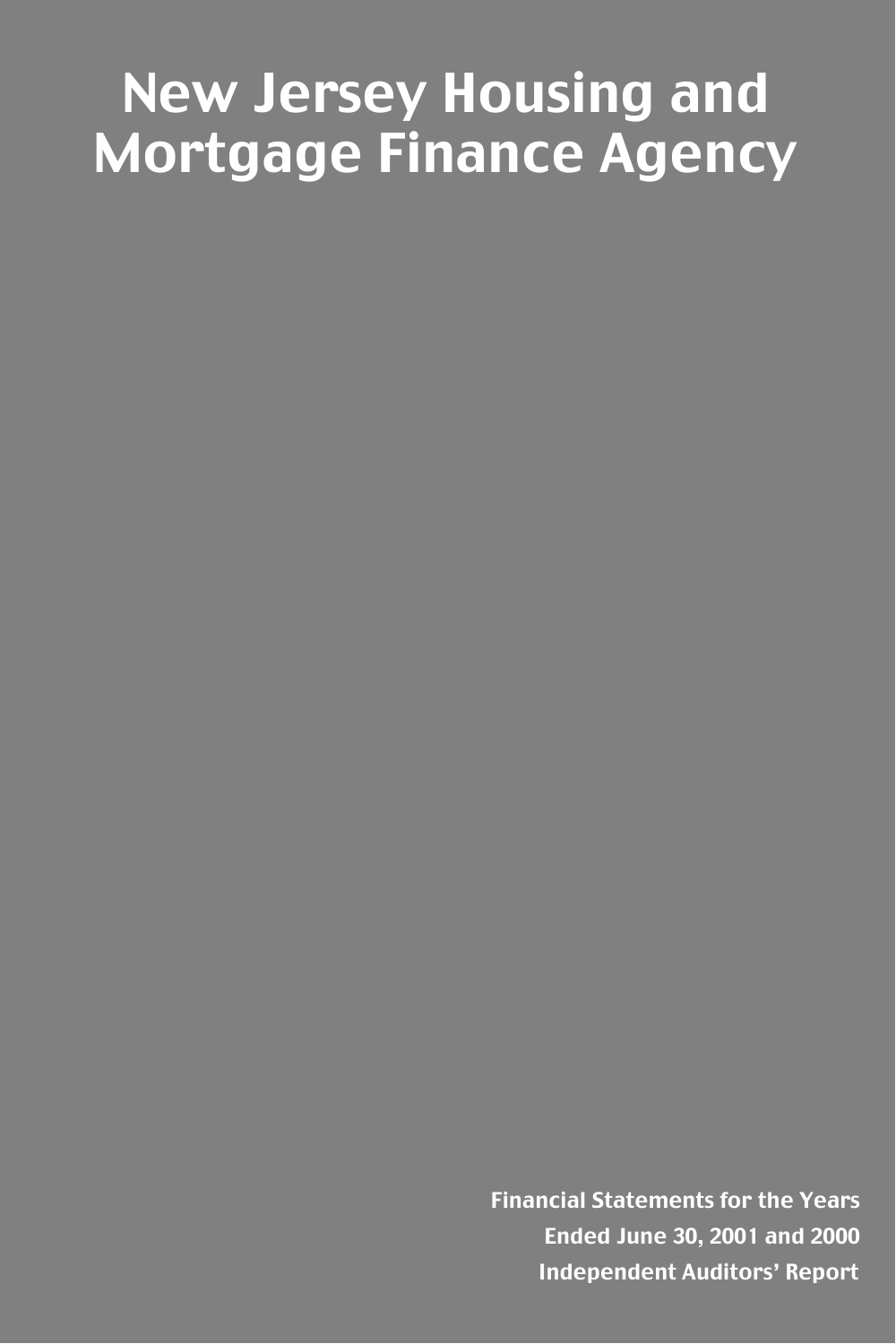# New Jersey Housing and Mortgage Finance Agency

**Financial Statements for the Years Ended June 30, 2001 and 2000**

**Independent Auditors' Report**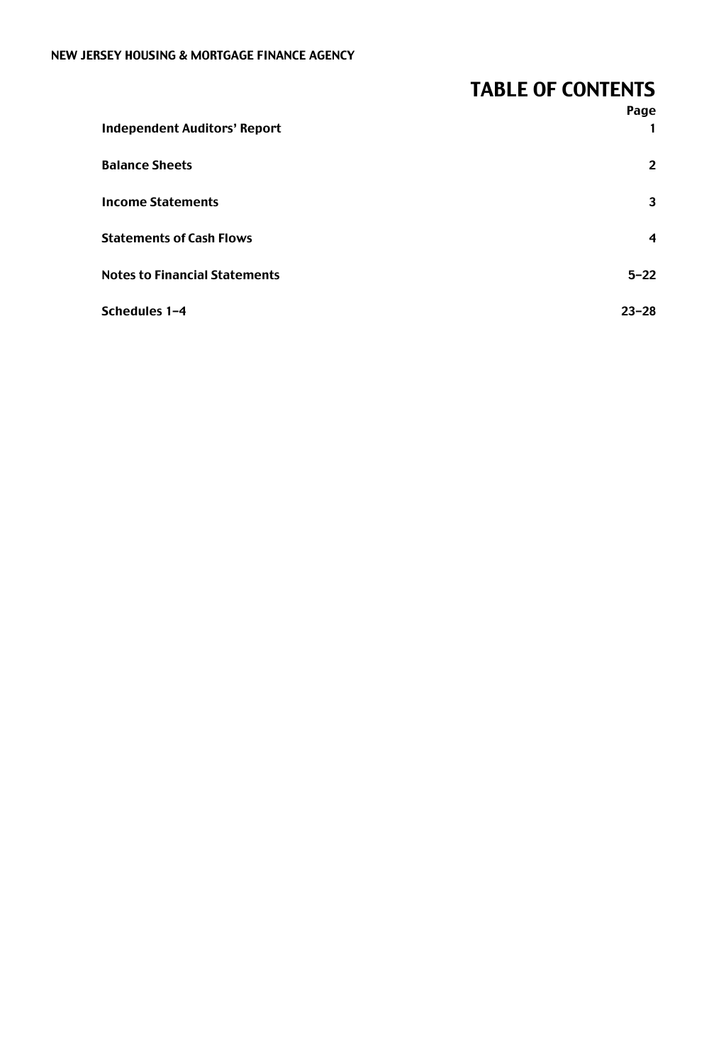# TABLE OF CONTENTS

| | Page |
|---|---|
| **Independent Auditors' Report** | **1** |
| **Balance Sheets** | **2** |
| **Income Statements** | **3** |
| **Statements of Cash Flows** | **4** |
| **Notes to Financial Statements** | **5–22** |
| **Schedules 1–4** | **23–28** |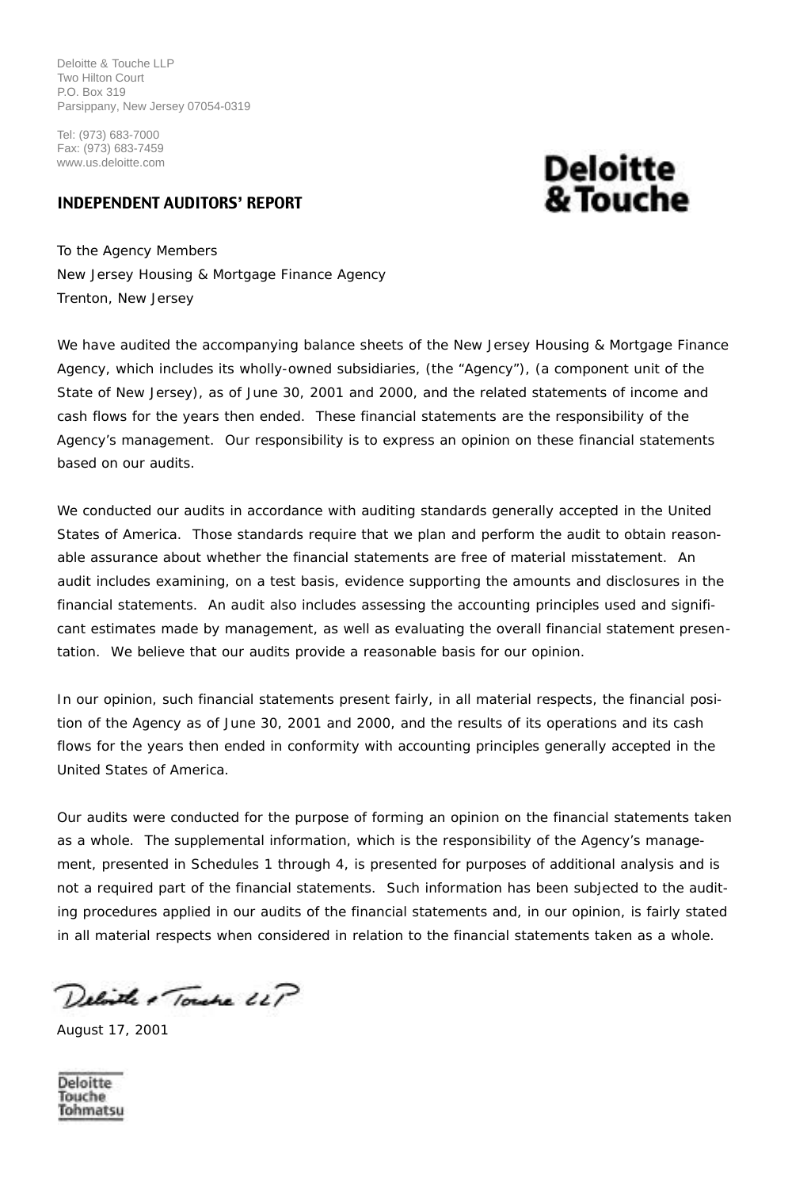Deloitte & Touche LLP
Two Hilton Court
P.O. Box 319
Parsippany, New Jersey 07054-0319

Tel: (973) 683-7000
Fax: (973) 683-7459
www.us.deloitte.com

**Deloitte & Touche**

## INDEPENDENT AUDITORS' REPORT

To the Agency Members
New Jersey Housing & Mortgage Finance Agency
Trenton, New Jersey

We have audited the accompanying balance sheets of the New Jersey Housing & Mortgage Finance Agency, which includes its wholly-owned subsidiaries, (the "Agency"), (a component unit of the State of New Jersey), as of June 30, 2001 and 2000, and the related statements of income and cash flows for the years then ended. These financial statements are the responsibility of the Agency's management. Our responsibility is to express an opinion on these financial statements based on our audits.

We conducted our audits in accordance with auditing standards generally accepted in the United States of America. Those standards require that we plan and perform the audit to obtain reasonable assurance about whether the financial statements are free of material misstatement. An audit includes examining, on a test basis, evidence supporting the amounts and disclosures in the financial statements. An audit also includes assessing the accounting principles used and significant estimates made by management, as well as evaluating the overall financial statement presentation. We believe that our audits provide a reasonable basis for our opinion.

In our opinion, such financial statements present fairly, in all material respects, the financial position of the Agency as of June 30, 2001 and 2000, and the results of its operations and its cash flows for the years then ended in conformity with accounting principles generally accepted in the United States of America.

Our audits were conducted for the purpose of forming an opinion on the financial statements taken as a whole. The supplemental information, which is the responsibility of the Agency's management, presented in Schedules 1 through 4, is presented for purposes of additional analysis and is not a required part of the financial statements. Such information has been subjected to the auditing procedures applied in our audits of the financial statements and, in our opinion, is fairly stated in all material respects when considered in relation to the financial statements taken as a whole.

Deloitte & Touche LLP

August 17, 2001

Deloitte
Touche
Tohmatsu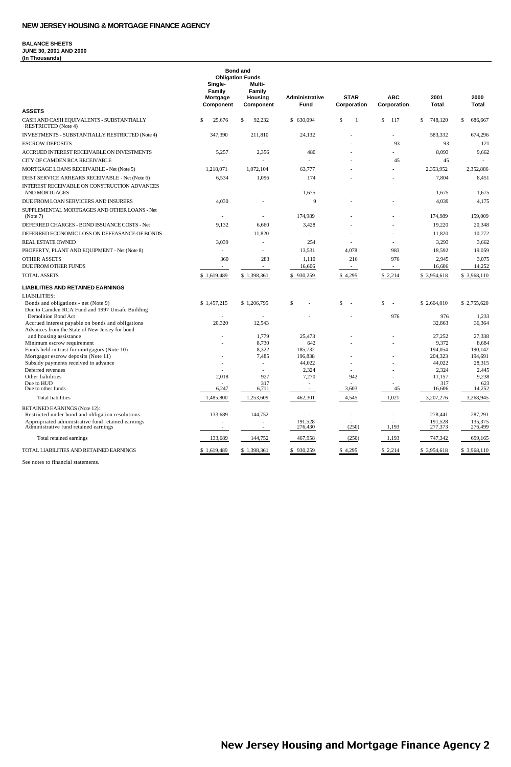# NEW JERSEY HOUSING & MORTGAGE FINANCE AGENCY

**BALANCE SHEETS**
**JUNE 30, 2001 AND 2000**
**(In Thousands)**

| | Bond and Obligation Funds | | | | | | |
|---|---|---|---|---|---|---|---|
| | Single-Family Mortgage Component | Multi-Family Housing Component | Administrative Fund | STAR Corporation | ABC Corporation | 2001 Total | 2000 Total |
| **ASSETS** | | | | | | | |
| CASH AND CASH EQUIVALENTS - SUBSTANTIALLY RESTRICTED (Note 4) | $ 25,676 | $ 92,232 | $ 630,094 | $ 1 | $ 117 | $ 748,120 | $ 686,667 |
| INVESTMENTS - SUBSTANTIALLY RESTRICTED (Note 4) | 347,390 | 211,810 | 24,132 | - | - | 583,332 | 674,296 |
| ESCROW DEPOSITS | - | - | - | - | 93 | 93 | 121 |
| ACCRUED INTEREST RECEIVABLE ON INVESTMENTS | 5,257 | 2,356 | 480 | - | - | 8,093 | 9,662 |
| CITY OF CAMDEN RCA RECEIVABLE | - | - | - | - | 45 | 45 | - |
| MORTGAGE LOANS RECEIVABLE - Net (Note 5) | 1,218,071 | 1,072,104 | 63,777 | - | - | 2,353,952 | 2,352,886 |
| DEBT SERVICE ARREARS RECEIVABLE - Net (Note 6) | 6,534 | 1,096 | 174 | - | - | 7,804 | 8,451 |
| INTEREST RECEIVABLE ON CONSTRUCTION ADVANCES AND MORTGAGES | - | - | 1,675 | - | - | 1,675 | 1,675 |
| DUE FROM LOAN SERVICERS AND INSURERS | 4,030 | - | 9 | - | - | 4,039 | 4,175 |
| SUPPLEMENTAL MORTGAGES AND OTHER LOANS - Net (Note 7) | - | - | 174,989 | - | - | 174,989 | 159,009 |
| DEFERRED CHARGES - BOND ISSUANCE COSTS - Net | 9,132 | 6,660 | 3,428 | - | - | 19,220 | 20,348 |
| DEFERRED ECONOMIC LOSS ON DEFEASANCE OF BONDS | - | 11,820 | - | - | - | 11,820 | 10,772 |
| REAL ESTATE OWNED | 3,039 | - | 254 | - | - | 3,293 | 3,662 |
| PROPERTY, PLANT AND EQUIPMENT - Net (Note 8) | - | - | 13,531 | 4,078 | 983 | 18,592 | 19,059 |
| OTHER ASSETS | 360 | 283 | 1,110 | 216 | 976 | 2,945 | 3,075 |
| DUE FROM OTHER FUNDS | - | - | 16,606 | - | - | 16,606 | 14,252 |
| TOTAL ASSETS | $ 1,619,489 | $ 1,398,361 | $ 930,259 | $ 4,295 | $ 2,214 | $ 3,954,618 | $ 3,968,110 |
| **LIABILITIES AND RETAINED EARNINGS** | | | | | | | |
| LIABILITIES: | | | | | | | |
| Bonds and obligations - net (Note 9) | $ 1,457,215 | $ 1,206,795 | $ - | $ - | $ - | $ 2,664,010 | $ 2,755,620 |
| Due to Camden RCA Fund and 1997 Unsafe Building Demolition Bond Act | - | - | - | - | 976 | 976 | 1,233 |
| Accrued interest payable on bonds and obligations | 20,320 | 12,543 | | | | 32,863 | 36,364 |
| Advances from the State of New Jersey for bond and housing assistance | - | 1,779 | 25,473 | - | - | 27,252 | 27,338 |
| Minimum escrow requirement | - | 8,730 | 642 | - | - | 9,372 | 8,684 |
| Funds held in trust for mortgagors (Note 10) | - | 8,322 | 185,732 | - | - | 194,054 | 190,142 |
| Mortgagor escrow deposits (Note 11) | - | 7,485 | 196,838 | - | - | 204,323 | 194,691 |
| Subsidy payments received in advance | - | - | 44,022 | - | - | 44,022 | 28,315 |
| Deferred revenues | - | - | 2,324 | - | - | 2,324 | 2,445 |
| Other liabilities | 2,018 | 927 | 7,270 | 942 | - | 11,157 | 9,238 |
| Due to HUD | - | 317 | - | - | - | 317 | 623 |
| Due to other funds | 6,247 | 6,711 | - | 3,603 | 45 | 16,606 | 14,252 |
| Total liabilities | 1,485,800 | 1,253,609 | 462,301 | 4,545 | 1,021 | 3,207,276 | 3,268,945 |
| RETAINED EARNINGS (Note 12): | | | | | | | |
| Restricted under bond and obligation resolutions | 133,689 | 144,752 | - | - | - | 278,441 | 287,291 |
| Appropriated administrative fund retained earnings | - | - | 191,528 | - | - | 191,528 | 135,375 |
| Administrative fund retained earnings | - | - | 276,430 | (250) | 1,193 | 277,373 | 276,499 |
| Total retained earnings | 133,689 | 144,752 | 467,958 | (250) | 1,193 | 747,342 | 699,165 |
| TOTAL LIABILITIES AND RETAINED EARNINGS | $ 1,619,489 | $ 1,398,361 | $ 930,259 | $ 4,295 | $ 2,214 | $ 3,954,618 | $ 3,968,110 |

See notes to financial statements.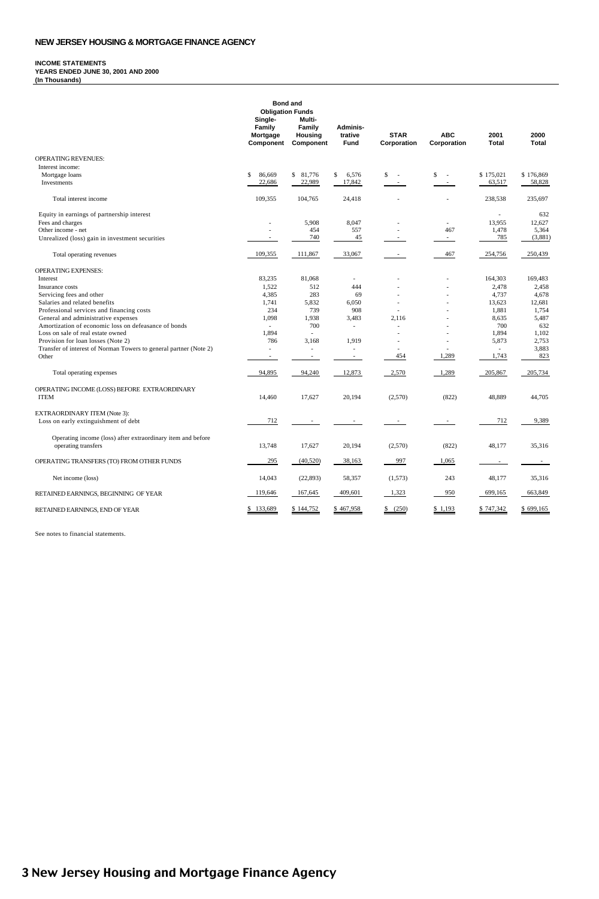## NEW JERSEY HOUSING & MORTGAGE FINANCE AGENCY

**INCOME STATEMENTS**
**YEARS ENDED JUNE 30, 2001 AND 2000**
**(In Thousands)**

| | Bond and Obligation Funds | | | | | | |
|---|---|---|---|---|---|---|---|
| | Single-Family Mortgage Component | Multi-Family Housing Component | Adminis-trative Fund | STAR Corporation | ABC Corporation | 2001 Total | 2000 Total |
| OPERATING REVENUES: | | | | | | | |
| Interest income: | | | | | | | |
| Mortgage loans | $ 86,669 | $ 81,776 | $ 6,576 | $ - | $ - | $ 175,021 | $ 176,869 |
| Investments | 22,686 | 22,989 | 17,842 | - | - | 63,517 | 58,828 |
| Total interest income | 109,355 | 104,765 | 24,418 | - | - | 238,538 | 235,697 |
| Equity in earnings of partnership interest | | | | | | - | 632 |
| Fees and charges | - | 5,908 | 8,047 | - | - | 13,955 | 12,627 |
| Other income - net | - | 454 | 557 | - | 467 | 1,478 | 5,364 |
| Unrealized (loss) gain in investment securities | - | 740 | 45 | - | - | 785 | (3,881) |
| Total operating revenues | 109,355 | 111,867 | 33,067 | - | 467 | 254,756 | 250,439 |
| OPERATING EXPENSES: | | | | | | | |
| Interest | 83,235 | 81,068 | - | - | - | 164,303 | 169,483 |
| Insurance costs | 1,522 | 512 | 444 | - | - | 2,478 | 2,458 |
| Servicing fees and other | 4,385 | 283 | 69 | - | - | 4,737 | 4,678 |
| Salaries and related benefits | 1,741 | 5,832 | 6,050 | - | - | 13,623 | 12,681 |
| Professional services and financing costs | 234 | 739 | 908 | - | - | 1,881 | 1,754 |
| General and administrative expenses | 1,098 | 1,938 | 3,483 | 2,116 | - | 8,635 | 5,487 |
| Amortization of economic loss on defeasance of bonds | - | 700 | - | - | - | 700 | 632 |
| Loss on sale of real estate owned | 1,894 | - | | - | - | 1,894 | 1,102 |
| Provision for loan losses (Note 2) | 786 | 3,168 | 1,919 | - | - | 5,873 | 2,753 |
| Transfer of interest of Norman Towers to general partner (Note 2) | - | - | - | - | - | - | 3,883 |
| Other | - | - | - | 454 | 1,289 | 1,743 | 823 |
| Total operating expenses | 94,895 | 94,240 | 12,873 | 2,570 | 1,289 | 205,867 | 205,734 |
| OPERATING INCOME (LOSS) BEFORE EXTRAORDINARY ITEM | 14,460 | 17,627 | 20,194 | (2,570) | (822) | 48,889 | 44,705 |
| EXTRAORDINARY ITEM (Note 3): | | | | | | | |
| Loss on early extinguishment of debt | 712 | - | - | - | - | 712 | 9,389 |
| Operating income (loss) after extraordinary item and before operating transfers | 13,748 | 17,627 | 20,194 | (2,570) | (822) | 48,177 | 35,316 |
| OPERATING TRANSFERS (TO) FROM OTHER FUNDS | 295 | (40,520) | 38,163 | 997 | 1,065 | - | - |
| Net income (loss) | 14,043 | (22,893) | 58,357 | (1,573) | 243 | 48,177 | 35,316 |
| RETAINED EARNINGS, BEGINNING OF YEAR | 119,646 | 167,645 | 409,601 | 1,323 | 950 | 699,165 | 663,849 |
| RETAINED EARNINGS, END OF YEAR | $ 133,689 | $ 144,752 | $ 467,958 | $ (250) | $ 1,193 | $ 747,342 | $ 699,165 |

See notes to financial statements.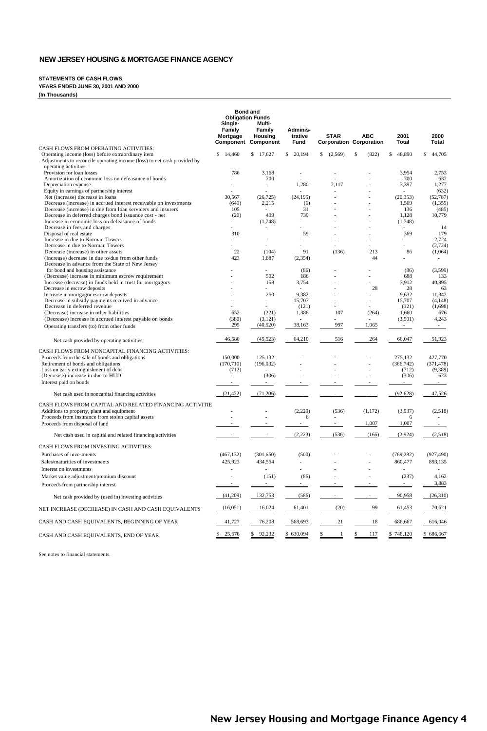# NEW JERSEY HOUSING & MORTGAGE FINANCE AGENCY

**STATEMENTS OF CASH FLOWS**
**YEARS ENDED JUNE 30, 2001 AND 2000**
**(In Thousands)**

| | Bond and Obligation Funds | | | | | | |
|---|---|---|---|---|---|---|---|
| | Single-Family Mortgage Component | Multi-Family Housing Component | Administrative Fund | STAR Corporation | ABC Corporation | 2001 Total | 2000 Total |
| CASH FLOWS FROM OPERATING ACTIVITIES: | | | | | | | |
| Operating income (loss) before extraordinary item | $ 14,460 | $ 17,627 | $ 20,194 | $ (2,569) | $ (822) | $ 48,890 | $ 44,705 |
| Adjustments to reconcile operating income (loss) to net cash provided by operating activities: | | | | | | | |
| Provision for loan losses | 786 | 3,168 | - | - | - | 3,954 | 2,753 |
| Amortization of economic loss on defeasance of bonds | - | 700 | - | - | - | 700 | 632 |
| Depreciation expense | - | - | 1,280 | 2,117 | - | 3,397 | 1,277 |
| Equity in earnings of partnership interest | - | - | - | - | - | - | (632) |
| Net (increase) decrease in loans | 30,567 | (26,725) | (24,195) | - | - | (20,353) | (52,787) |
| Decrease (increase) in accrued interest receivable on investments | (640) | 2,215 | (6) | - | - | 1,569 | (1,355) |
| Decrease (increase) in due from loan servicers and insurers | 105 | - | 31 | - | - | 136 | (485) |
| Decrease in deferred charges bond issuance cost - net | (20) | 409 | 739 | - | - | 1,128 | 10,779 |
| Increase in economic loss on defeasance of bonds | - | (1,748) | - | - | - | (1,748) | - |
| Decrease in fees and charges | - | - | - | - | - | - | 14 |
| Disposal of real estate | 310 | | 59 | - | - | 369 | 179 |
| Increase in due to Norman Towers | - | - | - | - | - | - | 2,724 |
| Decrease in due to Norman Towers | - | - | - | - | - | - | (2,724) |
| Decrease (increase) in other assets | 22 | (104) | 91 | (136) | 213 | 86 | (1,064) |
| (Increase) decrease in due to/due from other funds | 423 | 1,887 | (2,354) | | 44 | - | - |
| Decrease in advance from the State of New Jersey for bond and housing assistance | - | - | (86) | - | - | (86) | (3,599) |
| (Decrease) increase in minimum escrow requirement | - | 502 | 186 | - | - | 688 | 133 |
| Increase (decrease) in funds held in trust for mortgagors | - | 158 | 3,754 | - | - | 3,912 | 40,895 |
| Decrease in escrow deposits | - | - | - | - | 28 | 28 | 63 |
| Increase in mortgagor escrow deposits | - | 250 | 9,382 | - | - | 9,632 | 11,342 |
| Decrease in subsidy payments received in advance | - | - | 15,707 | - | - | 15,707 | (4,148) |
| Decrease in deferred revenue | - | - | (121) | - | - | (121) | (1,698) |
| (Decrease) increase in other liabilities | 652 | (221) | 1,386 | 107 | (264) | 1,660 | 676 |
| (Decrease) increase in accrued interest payable on bonds | (380) | (3,121) | - | - | - | (3,501) | 4,243 |
| Operating transfers (to) from other funds | 295 | (40,520) | 38,163 | 997 | 1,065 | - | - |
| Net cash provided by operating activities | 46,580 | (45,523) | 64,210 | 516 | 264 | 66,047 | 51,923 |
| CASH FLOWS FROM NONCAPITAL FINANCING ACTIVITIES: | | | | | | | |
| Proceeds from the sale of bonds and obligations | 150,000 | 125,132 | - | - | - | 275,132 | 427,770 |
| Retirement of bonds and obligations | (170,710) | (196,032) | - | - | - | (366,742) | (371,478) |
| Loss on early extinguishment of debt | (712) | - | - | - | - | (712) | (9,389) |
| (Decrease) increase in due to HUD | - | (306) | - | - | - | (306) | 623 |
| Interest paid on bonds | - | - | - | - | - | - | - |
| Net cash used in noncapital financing activities | (21,422) | (71,206) | - | - | - | (92,628) | 47,526 |
| CASH FLOWS FROM CAPITAL AND RELATED FINANCING ACTIVITIE | | | | | | | |
| Additions to property, plant and equipment | - | - | (2,229) | (536) | (1,172) | (3,937) | (2,518) |
| Proceeds from insurance from stolen capital assets | - | - | 6 | - | | 6 | - |
| Proceeds from disposal of land | - | - | - | - | 1,007 | 1,007 | - |
| Net cash used in capital and related financing activities | - | - | (2,223) | (536) | (165) | (2,924) | (2,518) |
| CASH FLOWS FROM INVESTING ACTIVITIES: | | | | | | | |
| Purchases of investments | (467,132) | (301,650) | (500) | - | - | (769,282) | (927,490) |
| Sales/maturities of investments | 425,923 | 434,554 | - | - | - | 860,477 | 893,135 |
| Interest on investments | - | - | - | - | - | - | - |
| Market value adjustment/premium discount | - | (151) | (86) | - | - | (237) | 4,162 |
| Proceeds from partnership interest | - | - | - | - | - | - | 3,883 |
| Net cash provided by (used in) investing activities | (41,209) | 132,753 | (586) | - | - | 90,958 | (26,310) |
| NET INCREASE (DECREASE) IN CASH AND CASH EQUIVALENTS | (16,051) | 16,024 | 61,401 | (20) | 99 | 61,453 | 70,621 |
| CASH AND CASH EQUIVALENTS, BEGINNING OF YEAR | 41,727 | 76,208 | 568,693 | 21 | 18 | 686,667 | 616,046 |
| CASH AND CASH EQUIVALENTS, END OF YEAR | $ 25,676 | $ 92,232 | $ 630,094 | $ 1 | $ 117 | $ 748,120 | $ 686,667 |

See notes to financial statements.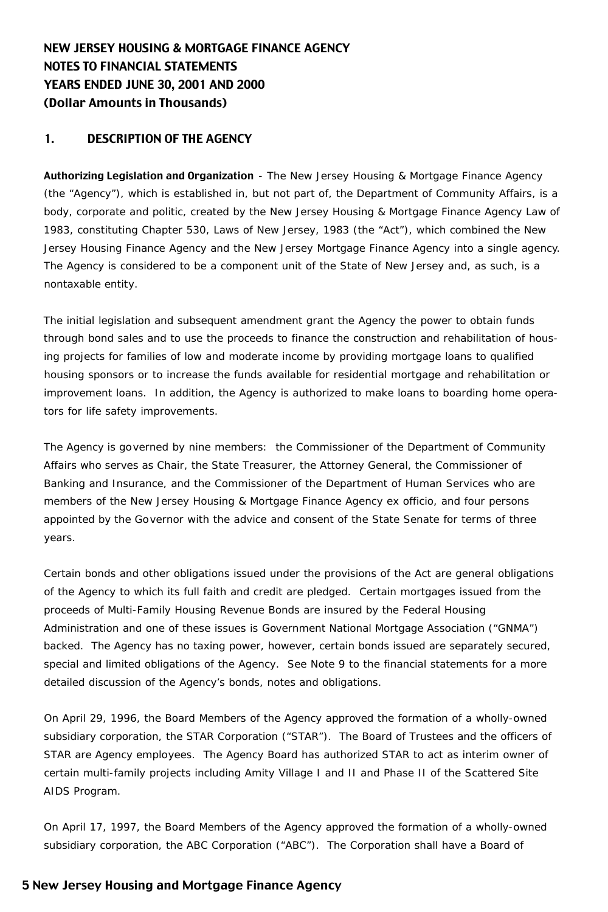# NEW JERSEY HOUSING & MORTGAGE FINANCE AGENCY
# NOTES TO FINANCIAL STATEMENTS
# YEARS ENDED JUNE 30, 2001 AND 2000
# (Dollar Amounts in Thousands)

## 1. DESCRIPTION OF THE AGENCY

**Authorizing Legislation and Organization** - The New Jersey Housing & Mortgage Finance Agency (the "Agency"), which is established in, but not part of, the Department of Community Affairs, is a body, corporate and politic, created by the New Jersey Housing & Mortgage Finance Agency Law of 1983, constituting Chapter 530, Laws of New Jersey, 1983 (the "Act"), which combined the New Jersey Housing Finance Agency and the New Jersey Mortgage Finance Agency into a single agency. The Agency is considered to be a component unit of the State of New Jersey and, as such, is a nontaxable entity.

The initial legislation and subsequent amendment grant the Agency the power to obtain funds through bond sales and to use the proceeds to finance the construction and rehabilitation of housing projects for families of low and moderate income by providing mortgage loans to qualified housing sponsors or to increase the funds available for residential mortgage and rehabilitation or improvement loans. In addition, the Agency is authorized to make loans to boarding home operators for life safety improvements.

The Agency is governed by nine members: the Commissioner of the Department of Community Affairs who serves as Chair, the State Treasurer, the Attorney General, the Commissioner of Banking and Insurance, and the Commissioner of the Department of Human Services who are members of the New Jersey Housing & Mortgage Finance Agency ex officio, and four persons appointed by the Governor with the advice and consent of the State Senate for terms of three years.

Certain bonds and other obligations issued under the provisions of the Act are general obligations of the Agency to which its full faith and credit are pledged. Certain mortgages issued from the proceeds of Multi-Family Housing Revenue Bonds are insured by the Federal Housing Administration and one of these issues is Government National Mortgage Association ("GNMA") backed. The Agency has no taxing power, however, certain bonds issued are separately secured, special and limited obligations of the Agency. See Note 9 to the financial statements for a more detailed discussion of the Agency's bonds, notes and obligations.

On April 29, 1996, the Board Members of the Agency approved the formation of a wholly-owned subsidiary corporation, the STAR Corporation ("STAR"). The Board of Trustees and the officers of STAR are Agency employees. The Agency Board has authorized STAR to act as interim owner of certain multi-family projects including Amity Village I and II and Phase II of the Scattered Site AIDS Program.

On April 17, 1997, the Board Members of the Agency approved the formation of a wholly-owned subsidiary corporation, the ABC Corporation ("ABC"). The Corporation shall have a Board of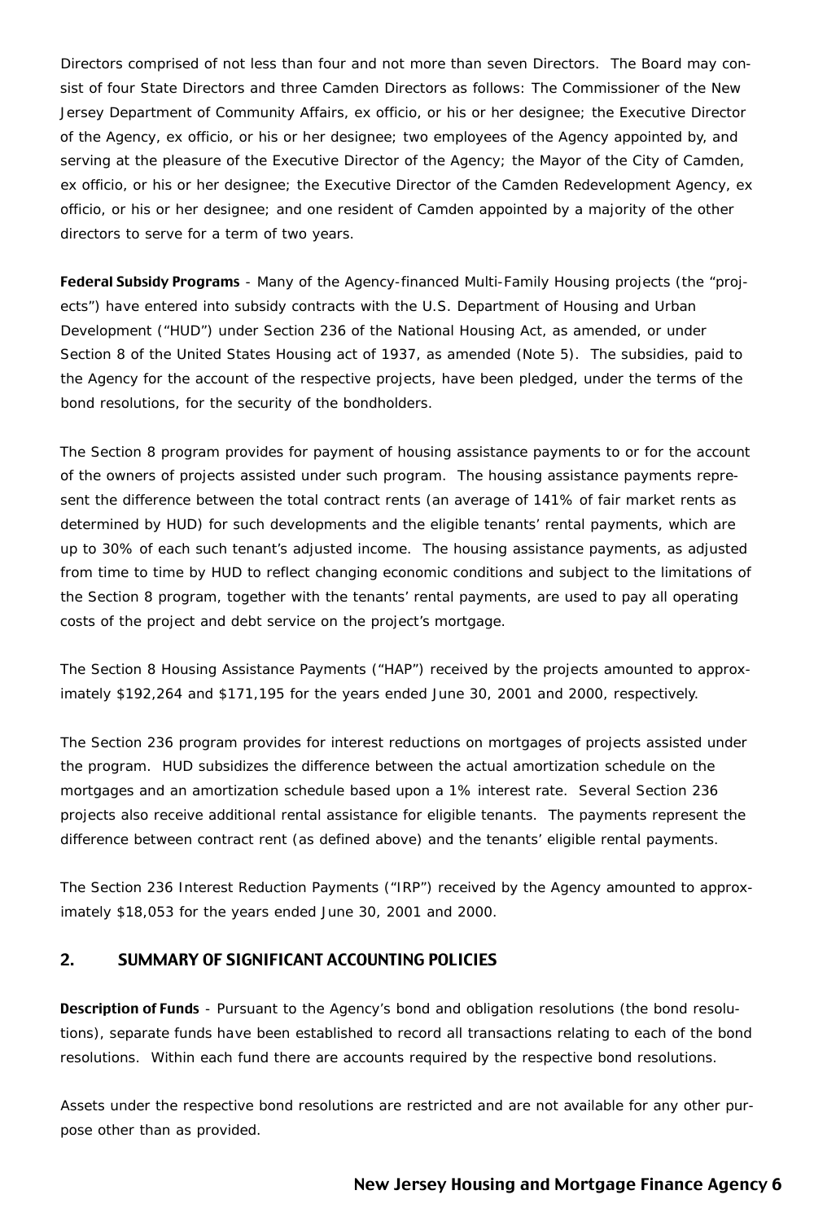Directors comprised of not less than four and not more than seven Directors. The Board may consist of four State Directors and three Camden Directors as follows: The Commissioner of the New Jersey Department of Community Affairs, ex officio, or his or her designee; the Executive Director of the Agency, ex officio, or his or her designee; two employees of the Agency appointed by, and serving at the pleasure of the Executive Director of the Agency; the Mayor of the City of Camden, ex officio, or his or her designee; the Executive Director of the Camden Redevelopment Agency, ex officio, or his or her designee; and one resident of Camden appointed by a majority of the other directors to serve for a term of two years.

**Federal Subsidy Programs** - Many of the Agency-financed Multi-Family Housing projects (the "projects") have entered into subsidy contracts with the U.S. Department of Housing and Urban Development ("HUD") under Section 236 of the National Housing Act, as amended, or under Section 8 of the United States Housing act of 1937, as amended (Note 5). The subsidies, paid to the Agency for the account of the respective projects, have been pledged, under the terms of the bond resolutions, for the security of the bondholders.

The Section 8 program provides for payment of housing assistance payments to or for the account of the owners of projects assisted under such program. The housing assistance payments represent the difference between the total contract rents (an average of 141% of fair market rents as determined by HUD) for such developments and the eligible tenants' rental payments, which are up to 30% of each such tenant's adjusted income. The housing assistance payments, as adjusted from time to time by HUD to reflect changing economic conditions and subject to the limitations of the Section 8 program, together with the tenants' rental payments, are used to pay all operating costs of the project and debt service on the project's mortgage.

The Section 8 Housing Assistance Payments ("HAP") received by the projects amounted to approximately $192,264 and $171,195 for the years ended June 30, 2001 and 2000, respectively.

The Section 236 program provides for interest reductions on mortgages of projects assisted under the program. HUD subsidizes the difference between the actual amortization schedule on the mortgages and an amortization schedule based upon a 1% interest rate. Several Section 236 projects also receive additional rental assistance for eligible tenants. The payments represent the difference between contract rent (as defined above) and the tenants' eligible rental payments.

The Section 236 Interest Reduction Payments ("IRP") received by the Agency amounted to approximately $18,053 for the years ended June 30, 2001 and 2000.

## 2. SUMMARY OF SIGNIFICANT ACCOUNTING POLICIES

**Description of Funds** - Pursuant to the Agency's bond and obligation resolutions (the bond resolutions), separate funds have been established to record all transactions relating to each of the bond resolutions. Within each fund there are accounts required by the respective bond resolutions.

Assets under the respective bond resolutions are restricted and are not available for any other purpose other than as provided.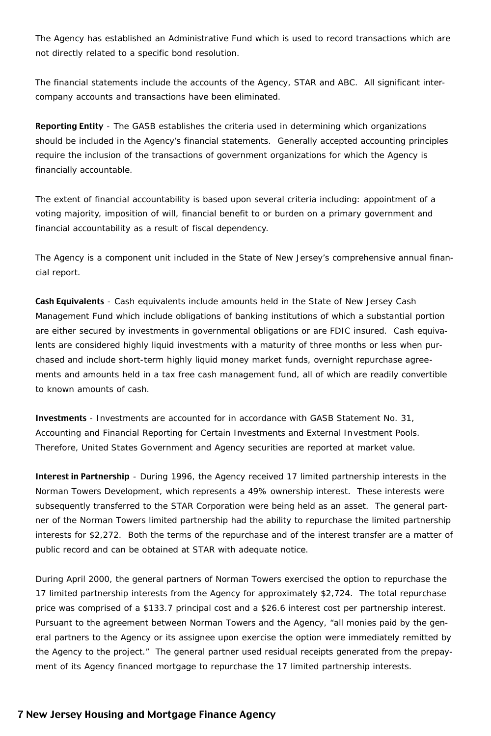The Agency has established an Administrative Fund which is used to record transactions which are not directly related to a specific bond resolution.

The financial statements include the accounts of the Agency, STAR and ABC. All significant inter-company accounts and transactions have been eliminated.

**Reporting Entity** - The GASB establishes the criteria used in determining which organizations should be included in the Agency's financial statements. Generally accepted accounting principles require the inclusion of the transactions of government organizations for which the Agency is financially accountable.

The extent of financial accountability is based upon several criteria including: appointment of a voting majority, imposition of will, financial benefit to or burden on a primary government and financial accountability as a result of fiscal dependency.

The Agency is a component unit included in the State of New Jersey's comprehensive annual financial report.

**Cash Equivalents** - Cash equivalents include amounts held in the State of New Jersey Cash Management Fund which include obligations of banking institutions of which a substantial portion are either secured by investments in governmental obligations or are FDIC insured. Cash equivalents are considered highly liquid investments with a maturity of three months or less when purchased and include short-term highly liquid money market funds, overnight repurchase agreements and amounts held in a tax free cash management fund, all of which are readily convertible to known amounts of cash.

**Investments** - Investments are accounted for in accordance with GASB Statement No. 31, Accounting and Financial Reporting for Certain Investments and External Investment Pools. Therefore, United States Government and Agency securities are reported at market value.

**Interest in Partnership** - During 1996, the Agency received 17 limited partnership interests in the Norman Towers Development, which represents a 49% ownership interest. These interests were subsequently transferred to the STAR Corporation were being held as an asset. The general partner of the Norman Towers limited partnership had the ability to repurchase the limited partnership interests for $2,272. Both the terms of the repurchase and of the interest transfer are a matter of public record and can be obtained at STAR with adequate notice.

During April 2000, the general partners of Norman Towers exercised the option to repurchase the 17 limited partnership interests from the Agency for approximately $2,724. The total repurchase price was comprised of a $133.7 principal cost and a $26.6 interest cost per partnership interest. Pursuant to the agreement between Norman Towers and the Agency, "all monies paid by the general partners to the Agency or its assignee upon exercise the option were immediately remitted by the Agency to the project." The general partner used residual receipts generated from the prepayment of its Agency financed mortgage to repurchase the 17 limited partnership interests.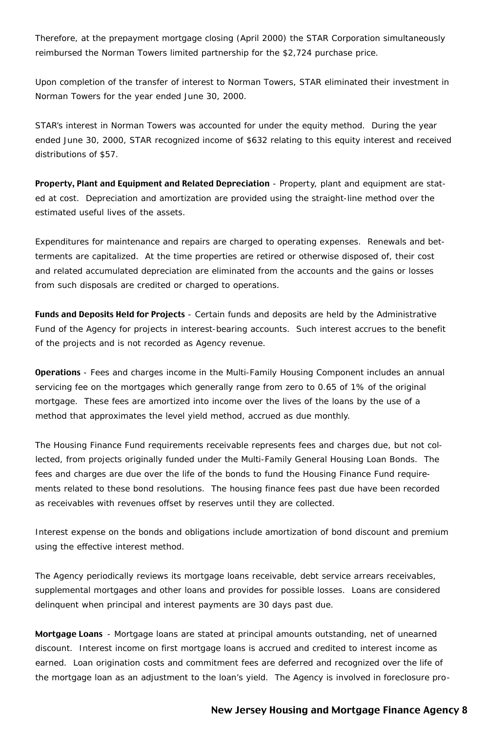Therefore, at the prepayment mortgage closing (April 2000) the STAR Corporation simultaneously reimbursed the Norman Towers limited partnership for the $2,724 purchase price.

Upon completion of the transfer of interest to Norman Towers, STAR eliminated their investment in Norman Towers for the year ended June 30, 2000.

STAR's interest in Norman Towers was accounted for under the equity method. During the year ended June 30, 2000, STAR recognized income of $632 relating to this equity interest and received distributions of $57.

**Property, Plant and Equipment and Related Depreciation** - Property, plant and equipment are stated at cost. Depreciation and amortization are provided using the straight-line method over the estimated useful lives of the assets.

Expenditures for maintenance and repairs are charged to operating expenses. Renewals and betterments are capitalized. At the time properties are retired or otherwise disposed of, their cost and related accumulated depreciation are eliminated from the accounts and the gains or losses from such disposals are credited or charged to operations.

**Funds and Deposits Held for Projects** - Certain funds and deposits are held by the Administrative Fund of the Agency for projects in interest-bearing accounts. Such interest accrues to the benefit of the projects and is not recorded as Agency revenue.

**Operations** - Fees and charges income in the Multi-Family Housing Component includes an annual servicing fee on the mortgages which generally range from zero to 0.65 of 1% of the original mortgage. These fees are amortized into income over the lives of the loans by the use of a method that approximates the level yield method, accrued as due monthly.

The Housing Finance Fund requirements receivable represents fees and charges due, but not collected, from projects originally funded under the Multi-Family General Housing Loan Bonds. The fees and charges are due over the life of the bonds to fund the Housing Finance Fund requirements related to these bond resolutions. The housing finance fees past due have been recorded as receivables with revenues offset by reserves until they are collected.

Interest expense on the bonds and obligations include amortization of bond discount and premium using the effective interest method.

The Agency periodically reviews its mortgage loans receivable, debt service arrears receivables, supplemental mortgages and other loans and provides for possible losses. Loans are considered delinquent when principal and interest payments are 30 days past due.

**Mortgage Loans** - Mortgage loans are stated at principal amounts outstanding, net of unearned discount. Interest income on first mortgage loans is accrued and credited to interest income as earned. Loan origination costs and commitment fees are deferred and recognized over the life of the mortgage loan as an adjustment to the loan's yield. The Agency is involved in foreclosure pro-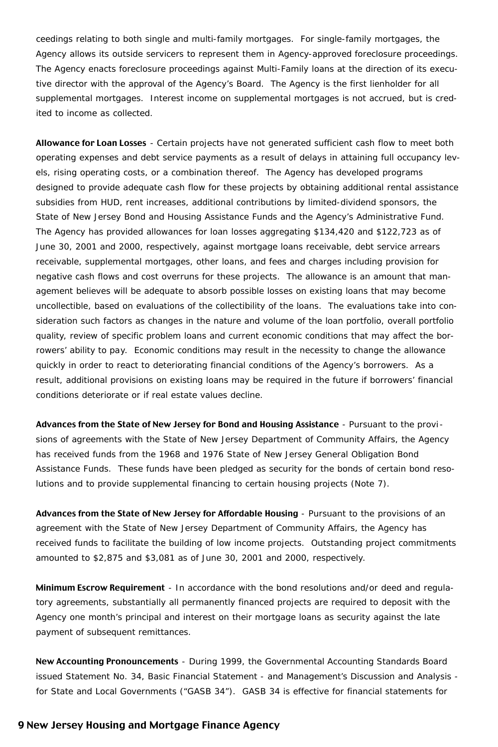ceedings relating to both single and multi-family mortgages. For single-family mortgages, the Agency allows its outside servicers to represent them in Agency-approved foreclosure proceedings. The Agency enacts foreclosure proceedings against Multi-Family loans at the direction of its executive director with the approval of the Agency's Board. The Agency is the first lienholder for all supplemental mortgages. Interest income on supplemental mortgages is not accrued, but is credited to income as collected.

**Allowance for Loan Losses** - Certain projects have not generated sufficient cash flow to meet both operating expenses and debt service payments as a result of delays in attaining full occupancy levels, rising operating costs, or a combination thereof. The Agency has developed programs designed to provide adequate cash flow for these projects by obtaining additional rental assistance subsidies from HUD, rent increases, additional contributions by limited-dividend sponsors, the State of New Jersey Bond and Housing Assistance Funds and the Agency's Administrative Fund. The Agency has provided allowances for loan losses aggregating $134,420 and $122,723 as of June 30, 2001 and 2000, respectively, against mortgage loans receivable, debt service arrears receivable, supplemental mortgages, other loans, and fees and charges including provision for negative cash flows and cost overruns for these projects. The allowance is an amount that management believes will be adequate to absorb possible losses on existing loans that may become uncollectible, based on evaluations of the collectibility of the loans. The evaluations take into consideration such factors as changes in the nature and volume of the loan portfolio, overall portfolio quality, review of specific problem loans and current economic conditions that may affect the borrowers' ability to pay. Economic conditions may result in the necessity to change the allowance quickly in order to react to deteriorating financial conditions of the Agency's borrowers. As a result, additional provisions on existing loans may be required in the future if borrowers' financial conditions deteriorate or if real estate values decline.

**Advances from the State of New Jersey for Bond and Housing Assistance** - Pursuant to the provisions of agreements with the State of New Jersey Department of Community Affairs, the Agency has received funds from the 1968 and 1976 State of New Jersey General Obligation Bond Assistance Funds. These funds have been pledged as security for the bonds of certain bond resolutions and to provide supplemental financing to certain housing projects (Note 7).

**Advances from the State of New Jersey for Affordable Housing** - Pursuant to the provisions of an agreement with the State of New Jersey Department of Community Affairs, the Agency has received funds to facilitate the building of low income projects. Outstanding project commitments amounted to $2,875 and $3,081 as of June 30, 2001 and 2000, respectively.

**Minimum Escrow Requirement** - In accordance with the bond resolutions and/or deed and regulatory agreements, substantially all permanently financed projects are required to deposit with the Agency one month's principal and interest on their mortgage loans as security against the late payment of subsequent remittances.

**New Accounting Pronouncements** - During 1999, the Governmental Accounting Standards Board issued Statement No. 34, Basic Financial Statement - and Management's Discussion and Analysis - for State and Local Governments ("GASB 34"). GASB 34 is effective for financial statements for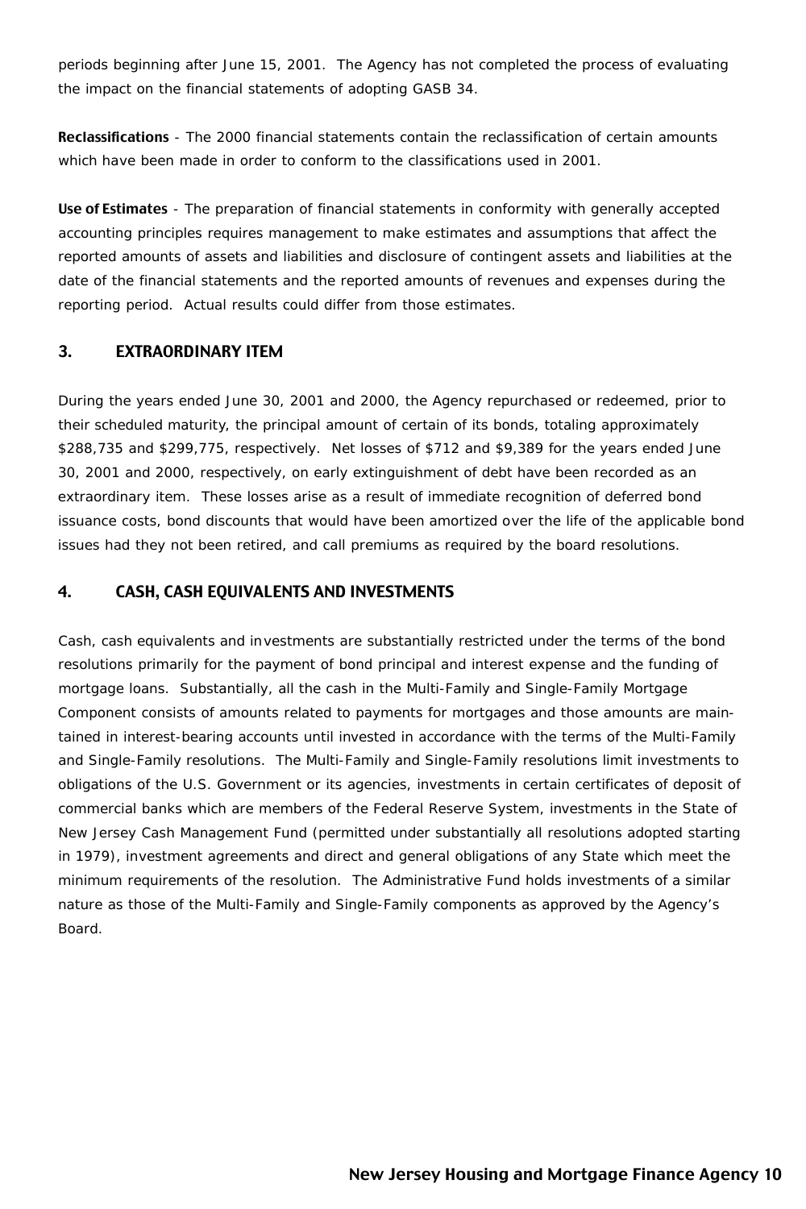periods beginning after June 15, 2001. The Agency has not completed the process of evaluating the impact on the financial statements of adopting GASB 34.

**Reclassifications** - The 2000 financial statements contain the reclassification of certain amounts which have been made in order to conform to the classifications used in 2001.

**Use of Estimates** - The preparation of financial statements in conformity with generally accepted accounting principles requires management to make estimates and assumptions that affect the reported amounts of assets and liabilities and disclosure of contingent assets and liabilities at the date of the financial statements and the reported amounts of revenues and expenses during the reporting period. Actual results could differ from those estimates.

## 3. EXTRAORDINARY ITEM

During the years ended June 30, 2001 and 2000, the Agency repurchased or redeemed, prior to their scheduled maturity, the principal amount of certain of its bonds, totaling approximately $288,735 and $299,775, respectively. Net losses of $712 and $9,389 for the years ended June 30, 2001 and 2000, respectively, on early extinguishment of debt have been recorded as an extraordinary item. These losses arise as a result of immediate recognition of deferred bond issuance costs, bond discounts that would have been amortized over the life of the applicable bond issues had they not been retired, and call premiums as required by the board resolutions.

## 4. CASH, CASH EQUIVALENTS AND INVESTMENTS

Cash, cash equivalents and investments are substantially restricted under the terms of the bond resolutions primarily for the payment of bond principal and interest expense and the funding of mortgage loans. Substantially, all the cash in the Multi-Family and Single-Family Mortgage Component consists of amounts related to payments for mortgages and those amounts are maintained in interest-bearing accounts until invested in accordance with the terms of the Multi-Family and Single-Family resolutions. The Multi-Family and Single-Family resolutions limit investments to obligations of the U.S. Government or its agencies, investments in certain certificates of deposit of commercial banks which are members of the Federal Reserve System, investments in the State of New Jersey Cash Management Fund (permitted under substantially all resolutions adopted starting in 1979), investment agreements and direct and general obligations of any State which meet the minimum requirements of the resolution. The Administrative Fund holds investments of a similar nature as those of the Multi-Family and Single-Family components as approved by the Agency's Board.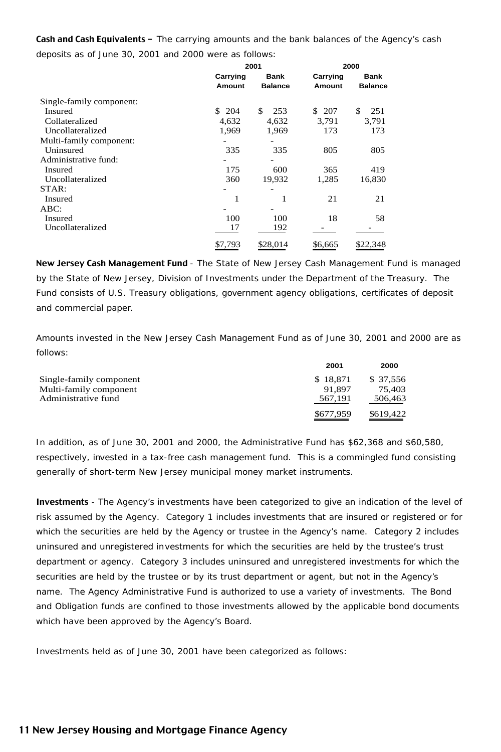**Cash and Cash Equivalents –** The carrying amounts and the bank balances of the Agency's cash deposits as of June 30, 2001 and 2000 were as follows:

| | 2001 | | 2000 | |
|---|---|---|---|---|
| | Carrying Amount | Bank Balance | Carrying Amount | Bank Balance |
| Single-family component: | | | | |
| Insured | $ 204 | $ 253 | $ 207 | $ 251 |
| Collateralized | 4,632 | 4,632 | 3,791 | 3,791 |
| Uncollateralized | 1,969 | 1,969 | 173 | 173 |
| Multi-family component: | - | - | | |
| Uninsured | 335 | 335 | 805 | 805 |
| Administrative fund: | - | - | | |
| Insured | 175 | 600 | 365 | 419 |
| Uncollateralized | 360 | 19,932 | 1,285 | 16,830 |
| STAR: | - | - | | |
| Insured | 1 | 1 | 21 | 21 |
| ABC: | - | - | | |
| Insured | 100 | 100 | 18 | 58 |
| Uncollateralized | 17 | 192 | - | - |
| | $7,793 | $28,014 | $6,665 | $22,348 |

**New Jersey Cash Management Fund** - The State of New Jersey Cash Management Fund is managed by the State of New Jersey, Division of Investments under the Department of the Treasury. The Fund consists of U.S. Treasury obligations, government agency obligations, certificates of deposit and commercial paper.

Amounts invested in the New Jersey Cash Management Fund as of June 30, 2001 and 2000 are as follows:

| | 2001 | 2000 |
|---|---|---|
| Single-family component | $ 18,871 | $ 37,556 |
| Multi-family component | 91,897 | 75,403 |
| Administrative fund | 567,191 | 506,463 |
| | $677,959 | $619,422 |

In addition, as of June 30, 2001 and 2000, the Administrative Fund has $62,368 and $60,580, respectively, invested in a tax-free cash management fund. This is a commingled fund consisting generally of short-term New Jersey municipal money market instruments.

**Investments** - The Agency's investments have been categorized to give an indication of the level of risk assumed by the Agency. Category 1 includes investments that are insured or registered or for which the securities are held by the Agency or trustee in the Agency's name. Category 2 includes uninsured and unregistered investments for which the securities are held by the trustee's trust department or agency. Category 3 includes uninsured and unregistered investments for which the securities are held by the trustee or by its trust department or agent, but not in the Agency's name. The Agency Administrative Fund is authorized to use a variety of investments. The Bond and Obligation funds are confined to those investments allowed by the applicable bond documents which have been approved by the Agency's Board.

Investments held as of June 30, 2001 have been categorized as follows: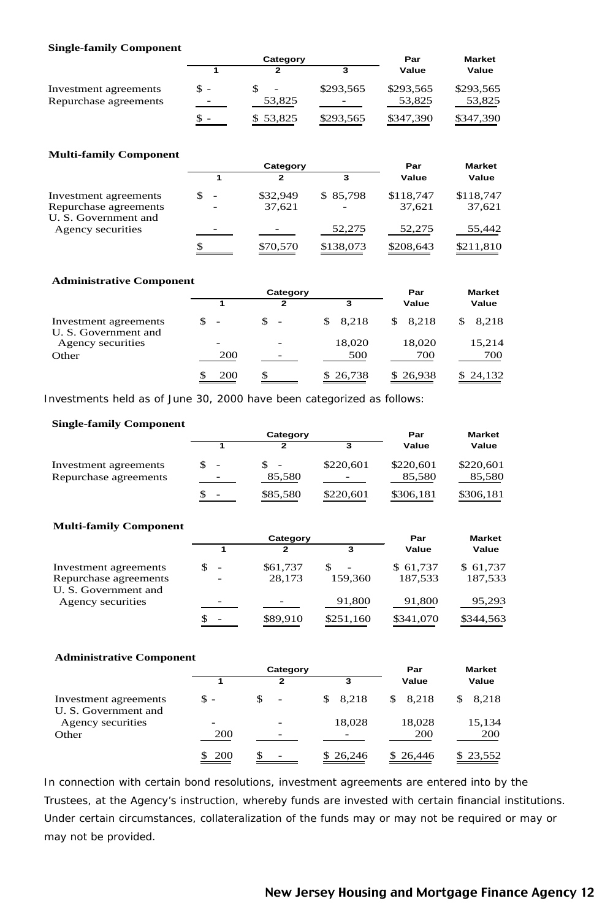**Single-family Component**

| | Category | | | Par | Market |
|---|---|---|---|---|---|
| | 1 | 2 | 3 | Value | Value |
| Investment agreements | $ - | $ - | $293,565 | $293,565 | $293,565 |
| Repurchase agreements | - | 53,825 | - | 53,825 | 53,825 |
| | $ - | $ 53,825 | $293,565 | $347,390 | $347,390 |

**Multi-family Component**

| | Category | | | Par | Market |
|---|---|---|---|---|---|
| | 1 | 2 | 3 | Value | Value |
| Investment agreements | $ - | $32,949 | $ 85,798 | $118,747 | $118,747 |
| Repurchase agreements | - | 37,621 | - | 37,621 | 37,621 |
| U. S. Government and Agency securities | - | - | 52,275 | 52,275 | 55,442 |
| | $ | $70,570 | $138,073 | $208,643 | $211,810 |

**Administrative Component**

| | Category | | | Par | Market |
|---|---|---|---|---|---|
| | 1 | 2 | 3 | Value | Value |
| Investment agreements | $ - | $ - | $ 8,218 | $ 8,218 | $ 8,218 |
| U. S. Government and Agency securities | - | - | 18,020 | 18,020 | 15,214 |
| Other | 200 | - | 500 | 700 | 700 |
| | $ 200 | $ | $ 26,738 | $ 26,938 | $ 24,132 |

Investments held as of June 30, 2000 have been categorized as follows:

**Single-family Component**

| | Category | | | Par | Market |
|---|---|---|---|---|---|
| | 1 | 2 | 3 | Value | Value |
| Investment agreements | $ - | $ - | $220,601 | $220,601 | $220,601 |
| Repurchase agreements | - | 85,580 | - | 85,580 | 85,580 |
| | $ - | $85,580 | $220,601 | $306,181 | $306,181 |

**Multi-family Component**

| | Category | | | Par | Market |
|---|---|---|---|---|---|
| | 1 | 2 | 3 | Value | Value |
| Investment agreements | $ - | $61,737 | $ - | $ 61,737 | $ 61,737 |
| Repurchase agreements | - | 28,173 | 159,360 | 187,533 | 187,533 |
| U. S. Government and Agency securities | - | - | 91,800 | 91,800 | 95,293 |
| | $ - | $89,910 | $251,160 | $341,070 | $344,563 |

**Administrative Component**

| | Category | | | Par | Market |
|---|---|---|---|---|---|
| | 1 | 2 | 3 | Value | Value |
| Investment agreements | $ - | $ - | $ 8,218 | $ 8,218 | $ 8,218 |
| U. S. Government and Agency securities | - | - | 18,028 | 18,028 | 15,134 |
| Other | 200 | - | - | 200 | 200 |
| | $ 200 | $ - | $ 26,246 | $ 26,446 | $ 23,552 |

In connection with certain bond resolutions, investment agreements are entered into by the Trustees, at the Agency's instruction, whereby funds are invested with certain financial institutions. Under certain circumstances, collateralization of the funds may or may not be required or may or may not be provided.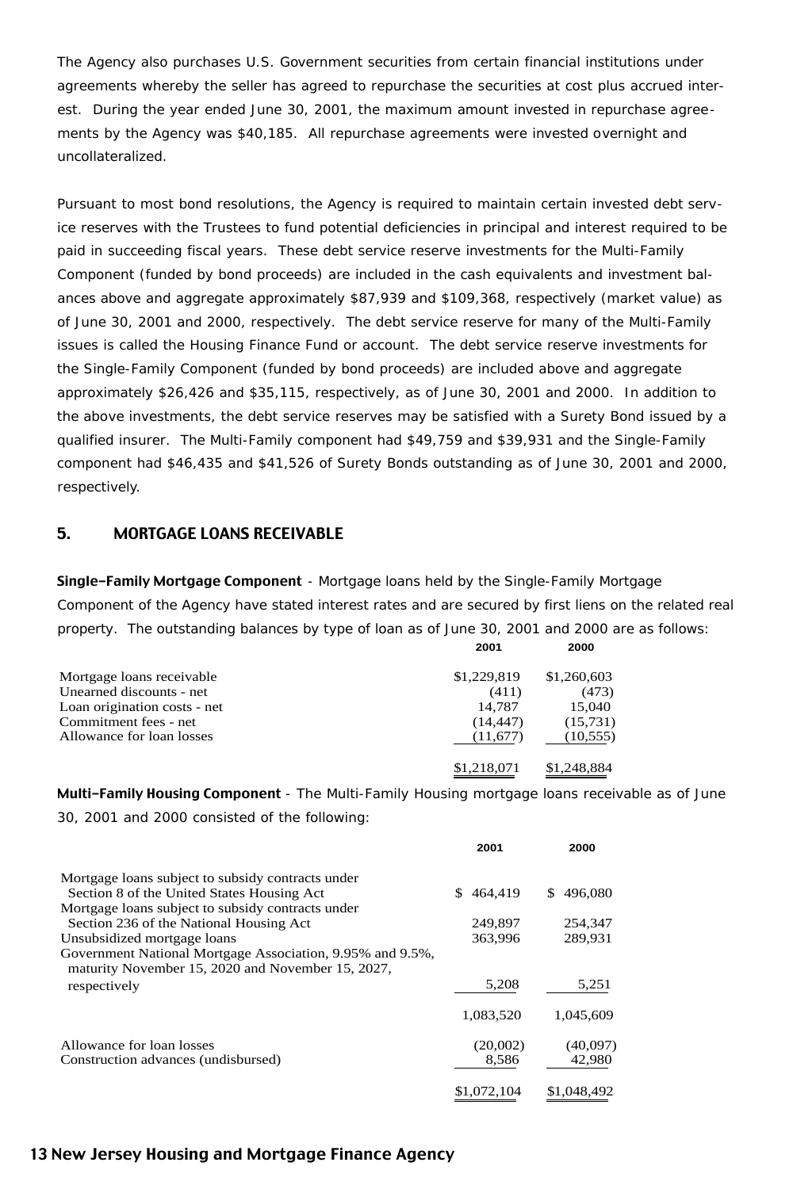The Agency also purchases U.S. Government securities from certain financial institutions under agreements whereby the seller has agreed to repurchase the securities at cost plus accrued interest. During the year ended June 30, 2001, the maximum amount invested in repurchase agreements by the Agency was $40,185. All repurchase agreements were invested overnight and uncollateralized.

Pursuant to most bond resolutions, the Agency is required to maintain certain invested debt service reserves with the Trustees to fund potential deficiencies in principal and interest required to be paid in succeeding fiscal years. These debt service reserve investments for the Multi-Family Component (funded by bond proceeds) are included in the cash equivalents and investment balances above and aggregate approximately $87,939 and $109,368, respectively (market value) as of June 30, 2001 and 2000, respectively. The debt service reserve for many of the Multi-Family issues is called the Housing Finance Fund or account. The debt service reserve investments for the Single-Family Component (funded by bond proceeds) are included above and aggregate approximately $26,426 and $35,115, respectively, as of June 30, 2001 and 2000. In addition to the above investments, the debt service reserves may be satisfied with a Surety Bond issued by a qualified insurer. The Multi-Family component had $49,759 and $39,931 and the Single-Family component had $46,435 and $41,526 of Surety Bonds outstanding as of June 30, 2001 and 2000, respectively.

## 5. MORTGAGE LOANS RECEIVABLE

**Single-Family Mortgage Component** - Mortgage loans held by the Single-Family Mortgage Component of the Agency have stated interest rates and are secured by first liens on the related real property. The outstanding balances by type of loan as of June 30, 2001 and 2000 are as follows:

| | 2001 | 2000 |
|---|---|---|
| Mortgage loans receivable | $1,229,819 | $1,260,603 |
| Unearned discounts - net | (411) | (473) |
| Loan origination costs - net | 14,787 | 15,040 |
| Commitment fees - net | (14,447) | (15,731) |
| Allowance for loan losses | (11,677) | (10,555) |
| | $1,218,071 | $1,248,884 |

**Multi-Family Housing Component** - The Multi-Family Housing mortgage loans receivable as of June 30, 2001 and 2000 consisted of the following:

| | 2001 | 2000 |
|---|---|---|
| Mortgage loans subject to subsidy contracts under Section 8 of the United States Housing Act | $ 464,419 | $ 496,080 |
| Mortgage loans subject to subsidy contracts under Section 236 of the National Housing Act | 249,897 | 254,347 |
| Unsubsidized mortgage loans | 363,996 | 289,931 |
| Government National Mortgage Association, 9.95% and 9.5%, maturity November 15, 2020 and November 15, 2027, respectively | 5,208 | 5,251 |
| | 1,083,520 | 1,045,609 |
| Allowance for loan losses | (20,002) | (40,097) |
| Construction advances (undisbursed) | 8,586 | 42,980 |
| | $1,072,104 | $1,048,492 |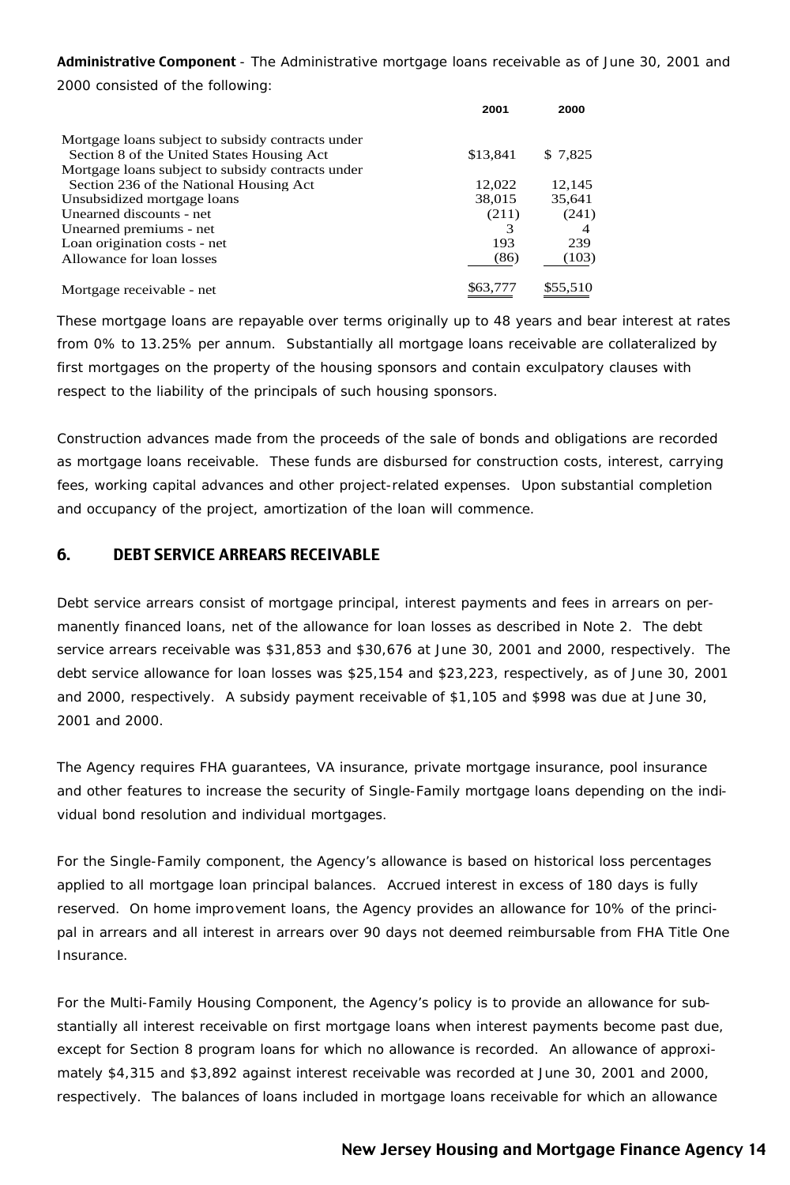**Administrative Component** - The Administrative mortgage loans receivable as of June 30, 2001 and 2000 consisted of the following:

| | 2001 | 2000 |
|---|---|---|
| Mortgage loans subject to subsidy contracts under Section 8 of the United States Housing Act | $13,841 | $ 7,825 |
| Mortgage loans subject to subsidy contracts under Section 236 of the National Housing Act | 12,022 | 12,145 |
| Unsubsidized mortgage loans | 38,015 | 35,641 |
| Unearned discounts - net | (211) | (241) |
| Unearned premiums - net | 3 | 4 |
| Loan origination costs - net | 193 | 239 |
| Allowance for loan losses | (86) | (103) |
| Mortgage receivable - net | $63,777 | $55,510 |

These mortgage loans are repayable over terms originally up to 48 years and bear interest at rates from 0% to 13.25% per annum. Substantially all mortgage loans receivable are collateralized by first mortgages on the property of the housing sponsors and contain exculpatory clauses with respect to the liability of the principals of such housing sponsors.

Construction advances made from the proceeds of the sale of bonds and obligations are recorded as mortgage loans receivable. These funds are disbursed for construction costs, interest, carrying fees, working capital advances and other project-related expenses. Upon substantial completion and occupancy of the project, amortization of the loan will commence.

## 6. DEBT SERVICE ARREARS RECEIVABLE

Debt service arrears consist of mortgage principal, interest payments and fees in arrears on permanently financed loans, net of the allowance for loan losses as described in Note 2. The debt service arrears receivable was $31,853 and $30,676 at June 30, 2001 and 2000, respectively. The debt service allowance for loan losses was $25,154 and $23,223, respectively, as of June 30, 2001 and 2000, respectively. A subsidy payment receivable of $1,105 and $998 was due at June 30, 2001 and 2000.

The Agency requires FHA guarantees, VA insurance, private mortgage insurance, pool insurance and other features to increase the security of Single-Family mortgage loans depending on the individual bond resolution and individual mortgages.

For the Single-Family component, the Agency's allowance is based on historical loss percentages applied to all mortgage loan principal balances. Accrued interest in excess of 180 days is fully reserved. On home improvement loans, the Agency provides an allowance for 10% of the principal in arrears and all interest in arrears over 90 days not deemed reimbursable from FHA Title One Insurance.

For the Multi-Family Housing Component, the Agency's policy is to provide an allowance for substantially all interest receivable on first mortgage loans when interest payments become past due, except for Section 8 program loans for which no allowance is recorded. An allowance of approximately $4,315 and $3,892 against interest receivable was recorded at June 30, 2001 and 2000, respectively. The balances of loans included in mortgage loans receivable for which an allowance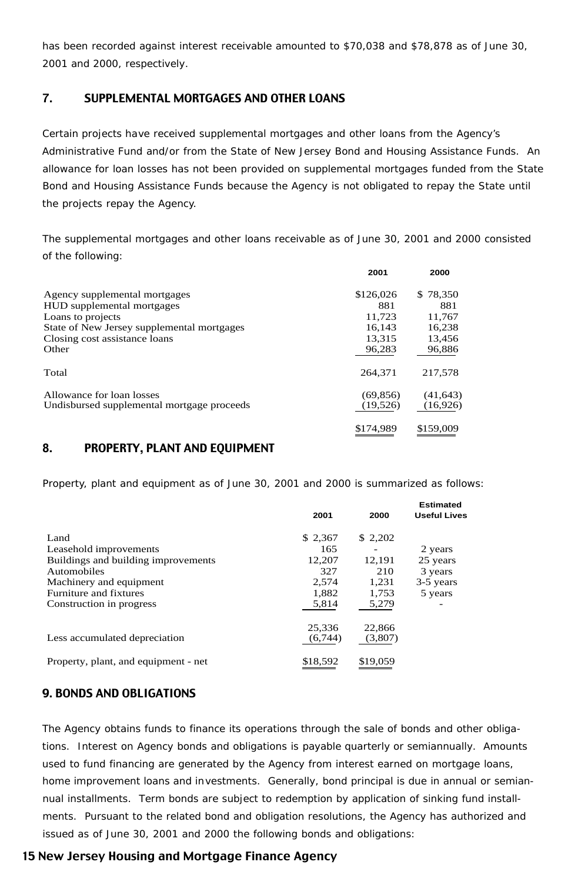has been recorded against interest receivable amounted to $70,038 and $78,878 as of June 30, 2001 and 2000, respectively.

## 7. SUPPLEMENTAL MORTGAGES AND OTHER LOANS

Certain projects have received supplemental mortgages and other loans from the Agency's Administrative Fund and/or from the State of New Jersey Bond and Housing Assistance Funds. An allowance for loan losses has not been provided on supplemental mortgages funded from the State Bond and Housing Assistance Funds because the Agency is not obligated to repay the State until the projects repay the Agency.

The supplemental mortgages and other loans receivable as of June 30, 2001 and 2000 consisted of the following:

| | 2001 | 2000 |
|---|---|---|
| Agency supplemental mortgages | $126,026 | $ 78,350 |
| HUD supplemental mortgages | 881 | 881 |
| Loans to projects | 11,723 | 11,767 |
| State of New Jersey supplemental mortgages | 16,143 | 16,238 |
| Closing cost assistance loans | 13,315 | 13,456 |
| Other | 96,283 | 96,886 |
| Total | 264,371 | 217,578 |
| Allowance for loan losses | (69,856) | (41,643) |
| Undisbursed supplemental mortgage proceeds | (19,526) | (16,926) |
| | $174,989 | $159,009 |

## 8. PROPERTY, PLANT AND EQUIPMENT

Property, plant and equipment as of June 30, 2001 and 2000 is summarized as follows:

| | 2001 | 2000 | Estimated Useful Lives |
|---|---|---|---|
| Land | $ 2,367 | $ 2,202 | |
| Leasehold improvements | 165 | - | 2 years |
| Buildings and building improvements | 12,207 | 12,191 | 25 years |
| Automobiles | 327 | 210 | 3 years |
| Machinery and equipment | 2,574 | 1,231 | 3-5 years |
| Furniture and fixtures | 1,882 | 1,753 | 5 years |
| Construction in progress | 5,814 | 5,279 | - |
| | 25,336 | 22,866 | |
| Less accumulated depreciation | (6,744) | (3,807) | |
| Property, plant, and equipment - net | $18,592 | $19,059 | |

## 9. BONDS AND OBLIGATIONS

The Agency obtains funds to finance its operations through the sale of bonds and other obligations. Interest on Agency bonds and obligations is payable quarterly or semiannually. Amounts used to fund financing are generated by the Agency from interest earned on mortgage loans, home improvement loans and investments. Generally, bond principal is due in annual or semiannual installments. Term bonds are subject to redemption by application of sinking fund installments. Pursuant to the related bond and obligation resolutions, the Agency has authorized and issued as of June 30, 2001 and 2000 the following bonds and obligations: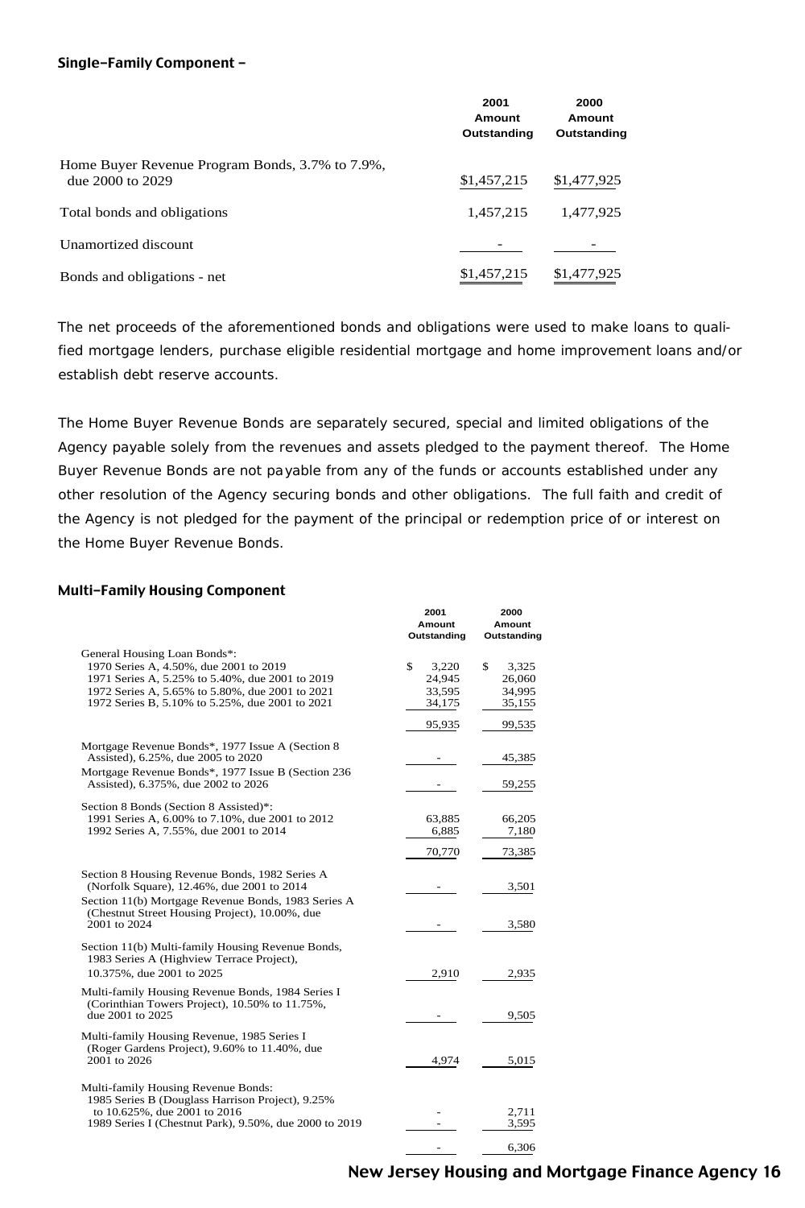### Single-Family Component –

| | 2001 Amount Outstanding | 2000 Amount Outstanding |
|---|---|---|
| Home Buyer Revenue Program Bonds, 3.7% to 7.9%, due 2000 to 2029 | $1,457,215 | $1,477,925 |
| Total bonds and obligations | 1,457,215 | 1,477,925 |
| Unamortized discount | - | - |
| Bonds and obligations - net | $1,457,215 | $1,477,925 |

The net proceeds of the aforementioned bonds and obligations were used to make loans to qualified mortgage lenders, purchase eligible residential mortgage and home improvement loans and/or establish debt reserve accounts.

The Home Buyer Revenue Bonds are separately secured, special and limited obligations of the Agency payable solely from the revenues and assets pledged to the payment thereof. The Home Buyer Revenue Bonds are not payable from any of the funds or accounts established under any other resolution of the Agency securing bonds and other obligations. The full faith and credit of the Agency is not pledged for the payment of the principal or redemption price of or interest on the Home Buyer Revenue Bonds.

### Multi-Family Housing Component

| | 2001 Amount Outstanding | 2000 Amount Outstanding |
|---|---|---|
| General Housing Loan Bonds*: | | |
| 1970 Series A, 4.50%, due 2001 to 2019 | $ 3,220 | $ 3,325 |
| 1971 Series A, 5.25% to 5.40%, due 2001 to 2019 | 24,945 | 26,060 |
| 1972 Series A, 5.65% to 5.80%, due 2001 to 2021 | 33,595 | 34,995 |
| 1972 Series B, 5.10% to 5.25%, due 2001 to 2021 | 34,175 | 35,155 |
| | 95,935 | 99,535 |
| Mortgage Revenue Bonds*, 1977 Issue A (Section 8 Assisted), 6.25%, due 2005 to 2020 | - | 45,385 |
| Mortgage Revenue Bonds*, 1977 Issue B (Section 236 Assisted), 6.375%, due 2002 to 2026 | - | 59,255 |
| Section 8 Bonds (Section 8 Assisted)*: | | |
| 1991 Series A, 6.00% to 7.10%, due 2001 to 2012 | 63,885 | 66,205 |
| 1992 Series A, 7.55%, due 2001 to 2014 | 6,885 | 7,180 |
| | 70,770 | 73,385 |
| Section 8 Housing Revenue Bonds, 1982 Series A (Norfolk Square), 12.46%, due 2001 to 2014 | - | 3,501 |
| Section 11(b) Mortgage Revenue Bonds, 1983 Series A (Chestnut Street Housing Project), 10.00%, due 2001 to 2024 | - | 3,580 |
| Section 11(b) Multi-family Housing Revenue Bonds, 1983 Series A (Highview Terrace Project), 10.375%, due 2001 to 2025 | 2,910 | 2,935 |
| Multi-family Housing Revenue Bonds, 1984 Series I (Corinthian Towers Project), 10.50% to 11.75%, due 2001 to 2025 | - | 9,505 |
| Multi-family Housing Revenue, 1985 Series I (Roger Gardens Project), 9.60% to 11.40%, due 2001 to 2026 | 4,974 | 5,015 |
| Multi-family Housing Revenue Bonds: | | |
| 1985 Series B (Douglass Harrison Project), 9.25% to 10.625%, due 2001 to 2016 | - | 2,711 |
| 1989 Series I (Chestnut Park), 9.50%, due 2000 to 2019 | - | 3,595 |
| | - | 6,306 |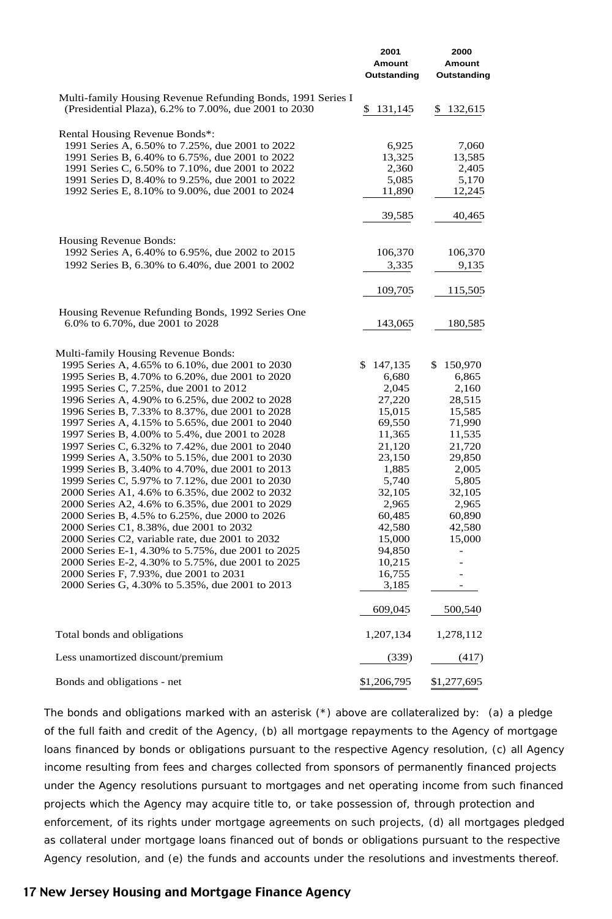| | 2001 Amount Outstanding | 2000 Amount Outstanding |
|---|---|---|
| Multi-family Housing Revenue Refunding Bonds, 1991 Series I (Presidential Plaza), 6.2% to 7.00%, due 2001 to 2030 | $ 131,145 | $ 132,615 |
| Rental Housing Revenue Bonds*: | | |
| 1991 Series A, 6.50% to 7.25%, due 2001 to 2022 | 6,925 | 7,060 |
| 1991 Series B, 6.40% to 6.75%, due 2001 to 2022 | 13,325 | 13,585 |
| 1991 Series C, 6.50% to 7.10%, due 2001 to 2022 | 2,360 | 2,405 |
| 1991 Series D, 8.40% to 9.25%, due 2001 to 2022 | 5,085 | 5,170 |
| 1992 Series E, 8.10% to 9.00%, due 2001 to 2024 | 11,890 | 12,245 |
| | 39,585 | 40,465 |
| Housing Revenue Bonds: | | |
| 1992 Series A, 6.40% to 6.95%, due 2002 to 2015 | 106,370 | 106,370 |
| 1992 Series B, 6.30% to 6.40%, due 2001 to 2002 | 3,335 | 9,135 |
| | 109,705 | 115,505 |
| Housing Revenue Refunding Bonds, 1992 Series One 6.0% to 6.70%, due 2001 to 2028 | 143,065 | 180,585 |
| Multi-family Housing Revenue Bonds: | | |
| 1995 Series A, 4.65% to 6.10%, due 2001 to 2030 | $ 147,135 | $ 150,970 |
| 1995 Series B, 4.70% to 6.20%, due 2001 to 2020 | 6,680 | 6,865 |
| 1995 Series C, 7.25%, due 2001 to 2012 | 2,045 | 2,160 |
| 1996 Series A, 4.90% to 6.25%, due 2002 to 2028 | 27,220 | 28,515 |
| 1996 Series B, 7.33% to 8.37%, due 2001 to 2028 | 15,015 | 15,585 |
| 1997 Series A, 4.15% to 5.65%, due 2001 to 2040 | 69,550 | 71,990 |
| 1997 Series B, 4.00% to 5.4%, due 2001 to 2028 | 11,365 | 11,535 |
| 1997 Series C, 6.32% to 7.42%, due 2001 to 2040 | 21,120 | 21,720 |
| 1999 Series A, 3.50% to 5.15%, due 2001 to 2030 | 23,150 | 29,850 |
| 1999 Series B, 3.40% to 4.70%, due 2001 to 2013 | 1,885 | 2,005 |
| 1999 Series C, 5.97% to 7.12%, due 2001 to 2030 | 5,740 | 5,805 |
| 2000 Series A1, 4.6% to 6.35%, due 2002 to 2032 | 32,105 | 32,105 |
| 2000 Series A2, 4.6% to 6.35%, due 2001 to 2029 | 2,965 | 2,965 |
| 2000 Series B, 4.5% to 6.25%, due 2000 to 2026 | 60,485 | 60,890 |
| 2000 Series C1, 8.38%, due 2001 to 2032 | 42,580 | 42,580 |
| 2000 Series C2, variable rate, due 2001 to 2032 | 15,000 | 15,000 |
| 2000 Series E-1, 4.30% to 5.75%, due 2001 to 2025 | 94,850 | - |
| 2000 Series E-2, 4.30% to 5.75%, due 2001 to 2025 | 10,215 | - |
| 2000 Series F, 7.93%, due 2001 to 2031 | 16,755 | - |
| 2000 Series G, 4.30% to 5.35%, due 2001 to 2013 | 3,185 | - |
| | 609,045 | 500,540 |
| Total bonds and obligations | 1,207,134 | 1,278,112 |
| Less unamortized discount/premium | (339) | (417) |
| Bonds and obligations - net | $1,206,795 | $1,277,695 |

The bonds and obligations marked with an asterisk (*) above are collateralized by: (a) a pledge of the full faith and credit of the Agency, (b) all mortgage repayments to the Agency of mortgage loans financed by bonds or obligations pursuant to the respective Agency resolution, (c) all Agency income resulting from fees and charges collected from sponsors of permanently financed projects under the Agency resolutions pursuant to mortgages and net operating income from such financed projects which the Agency may acquire title to, or take possession of, through protection and enforcement, of its rights under mortgage agreements on such projects, (d) all mortgages pledged as collateral under mortgage loans financed out of bonds or obligations pursuant to the respective Agency resolution, and (e) the funds and accounts under the resolutions and investments thereof.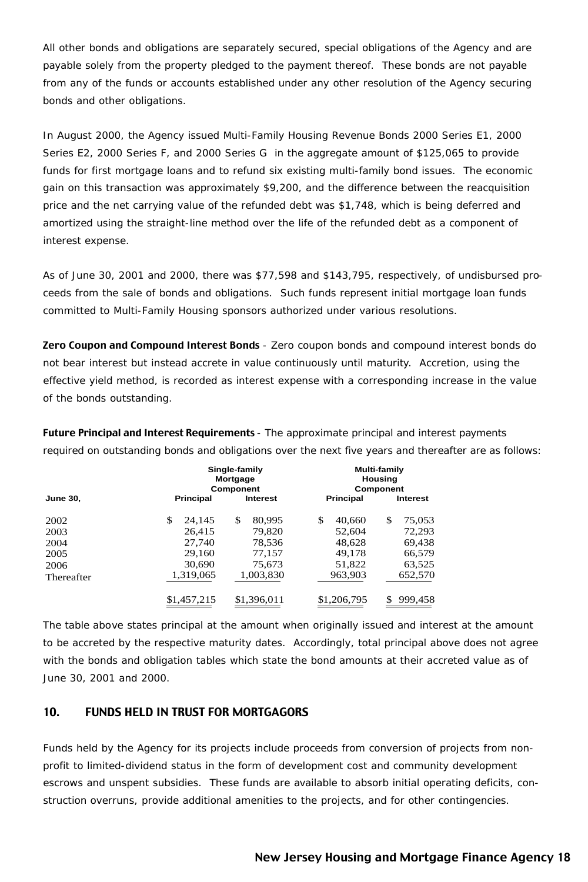All other bonds and obligations are separately secured, special obligations of the Agency and are payable solely from the property pledged to the payment thereof. These bonds are not payable from any of the funds or accounts established under any other resolution of the Agency securing bonds and other obligations.

In August 2000, the Agency issued Multi-Family Housing Revenue Bonds 2000 Series E1, 2000 Series E2, 2000 Series F, and 2000 Series G in the aggregate amount of $125,065 to provide funds for first mortgage loans and to refund six existing multi-family bond issues. The economic gain on this transaction was approximately $9,200, and the difference between the reacquisition price and the net carrying value of the refunded debt was $1,748, which is being deferred and amortized using the straight-line method over the life of the refunded debt as a component of interest expense.

As of June 30, 2001 and 2000, there was $77,598 and $143,795, respectively, of undisbursed proceeds from the sale of bonds and obligations. Such funds represent initial mortgage loan funds committed to Multi-Family Housing sponsors authorized under various resolutions.

**Zero Coupon and Compound Interest Bonds** - Zero coupon bonds and compound interest bonds do not bear interest but instead accrete in value continuously until maturity. Accretion, using the effective yield method, is recorded as interest expense with a corresponding increase in the value of the bonds outstanding.

**Future Principal and Interest Requirements** - The approximate principal and interest payments required on outstanding bonds and obligations over the next five years and thereafter are as follows:

| | Single-family Mortgage Component | | Multi-family Housing Component | |
|---|---|---|---|---|
| **June 30,** | **Principal** | **Interest** | **Principal** | **Interest** |
| 2002 | $ 24,145 | $ 80,995 | $ 40,660 | $ 75,053 |
| 2003 | 26,415 | 79,820 | 52,604 | 72,293 |
| 2004 | 27,740 | 78,536 | 48,628 | 69,438 |
| 2005 | 29,160 | 77,157 | 49,178 | 66,579 |
| 2006 | 30,690 | 75,673 | 51,822 | 63,525 |
| Thereafter | 1,319,065 | 1,003,830 | 963,903 | 652,570 |
| | $1,457,215 | $1,396,011 | $1,206,795 | $ 999,458 |

The table above states principal at the amount when originally issued and interest at the amount to be accreted by the respective maturity dates. Accordingly, total principal above does not agree with the bonds and obligation tables which state the bond amounts at their accreted value as of June 30, 2001 and 2000.

## 10. FUNDS HELD IN TRUST FOR MORTGAGORS

Funds held by the Agency for its projects include proceeds from conversion of projects from non-profit to limited-dividend status in the form of development cost and community development escrows and unspent subsidies. These funds are available to absorb initial operating deficits, construction overruns, provide additional amenities to the projects, and for other contingencies.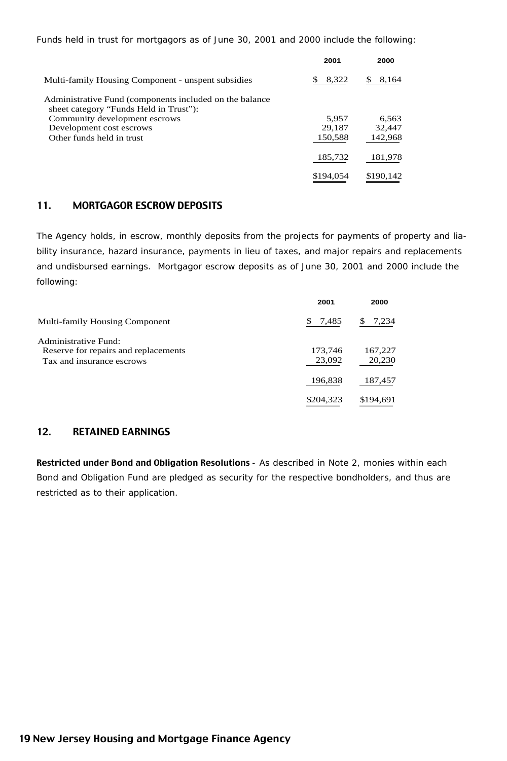Funds held in trust for mortgagors as of June 30, 2001 and 2000 include the following:

| | 2001 | 2000 |
|---|---|---|
| Multi-family Housing Component - unspent subsidies | $ 8,322 | $ 8,164 |
| Administrative Fund (components included on the balance sheet category "Funds Held in Trust"): | | |
| Community development escrows | 5,957 | 6,563 |
| Development cost escrows | 29,187 | 32,447 |
| Other funds held in trust | 150,588 | 142,968 |
| | 185,732 | 181,978 |
| | $194,054 | $190,142 |

## 11. MORTGAGOR ESCROW DEPOSITS

The Agency holds, in escrow, monthly deposits from the projects for payments of property and liability insurance, hazard insurance, payments in lieu of taxes, and major repairs and replacements and undisbursed earnings. Mortgagor escrow deposits as of June 30, 2001 and 2000 include the following:

| | 2001 | 2000 |
|---|---|---|
| Multi-family Housing Component | $ 7,485 | $ 7,234 |
| Administrative Fund: | | |
| Reserve for repairs and replacements | 173,746 | 167,227 |
| Tax and insurance escrows | 23,092 | 20,230 |
| | 196,838 | 187,457 |
| | $204,323 | $194,691 |

## 12. RETAINED EARNINGS

**Restricted under Bond and Obligation Resolutions** - As described in Note 2, monies within each Bond and Obligation Fund are pledged as security for the respective bondholders, and thus are restricted as to their application.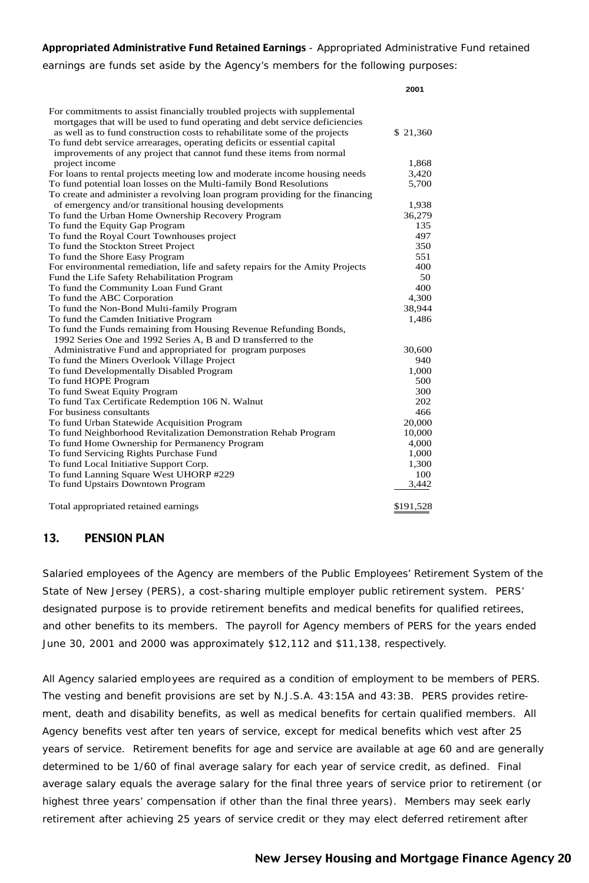**Appropriated Administrative Fund Retained Earnings** - Appropriated Administrative Fund retained earnings are funds set aside by the Agency's members for the following purposes:

| | 2001 |
|---|---|
| For commitments to assist financially troubled projects with supplemental mortgages that will be used to fund operating and debt service deficiencies as well as to fund construction costs to rehabilitate some of the projects | $ 21,360 |
| To fund debt service arrearages, operating deficits or essential capital improvements of any project that cannot fund these items from normal project income | 1,868 |
| For loans to rental projects meeting low and moderate income housing needs | 3,420 |
| To fund potential loan losses on the Multi-family Bond Resolutions | 5,700 |
| To create and administer a revolving loan program providing for the financing of emergency and/or transitional housing developments | 1,938 |
| To fund the Urban Home Ownership Recovery Program | 36,279 |
| To fund the Equity Gap Program | 135 |
| To fund the Royal Court Townhouses project | 497 |
| To fund the Stockton Street Project | 350 |
| To fund the Shore Easy Program | 551 |
| For environmental remediation, life and safety repairs for the Amity Projects | 400 |
| Fund the Life Safety Rehabilitation Program | 50 |
| To fund the Community Loan Fund Grant | 400 |
| To fund the ABC Corporation | 4,300 |
| To fund the Non-Bond Multi-family Program | 38,944 |
| To fund the Camden Initiative Program | 1,486 |
| To fund the Funds remaining from Housing Revenue Refunding Bonds, 1992 Series One and 1992 Series A, B and D transferred to the Administrative Fund and appropriated for program purposes | 30,600 |
| To fund the Miners Overlook Village Project | 940 |
| To fund Developmentally Disabled Program | 1,000 |
| To fund HOPE Program | 500 |
| To fund Sweat Equity Program | 300 |
| To fund Tax Certificate Redemption 106 N. Walnut | 202 |
| For business consultants | 466 |
| To fund Urban Statewide Acquisition Program | 20,000 |
| To fund Neighborhood Revitalization Demonstration Rehab Program | 10,000 |
| To fund Home Ownership for Permanency Program | 4,000 |
| To fund Servicing Rights Purchase Fund | 1,000 |
| To fund Local Initiative Support Corp. | 1,300 |
| To fund Lanning Square West UHORP #229 | 100 |
| To fund Upstairs Downtown Program | 3,442 |
| Total appropriated retained earnings | $191,528 |

## 13. PENSION PLAN

Salaried employees of the Agency are members of the Public Employees' Retirement System of the State of New Jersey (PERS), a cost-sharing multiple employer public retirement system. PERS' designated purpose is to provide retirement benefits and medical benefits for qualified retirees, and other benefits to its members. The payroll for Agency members of PERS for the years ended June 30, 2001 and 2000 was approximately $12,112 and $11,138, respectively.

All Agency salaried employees are required as a condition of employment to be members of PERS. The vesting and benefit provisions are set by N.J.S.A. 43:15A and 43:3B. PERS provides retirement, death and disability benefits, as well as medical benefits for certain qualified members. All Agency benefits vest after ten years of service, except for medical benefits which vest after 25 years of service. Retirement benefits for age and service are available at age 60 and are generally determined to be 1/60 of final average salary for each year of service credit, as defined. Final average salary equals the average salary for the final three years of service prior to retirement (or highest three years' compensation if other than the final three years). Members may seek early retirement after achieving 25 years of service credit or they may elect deferred retirement after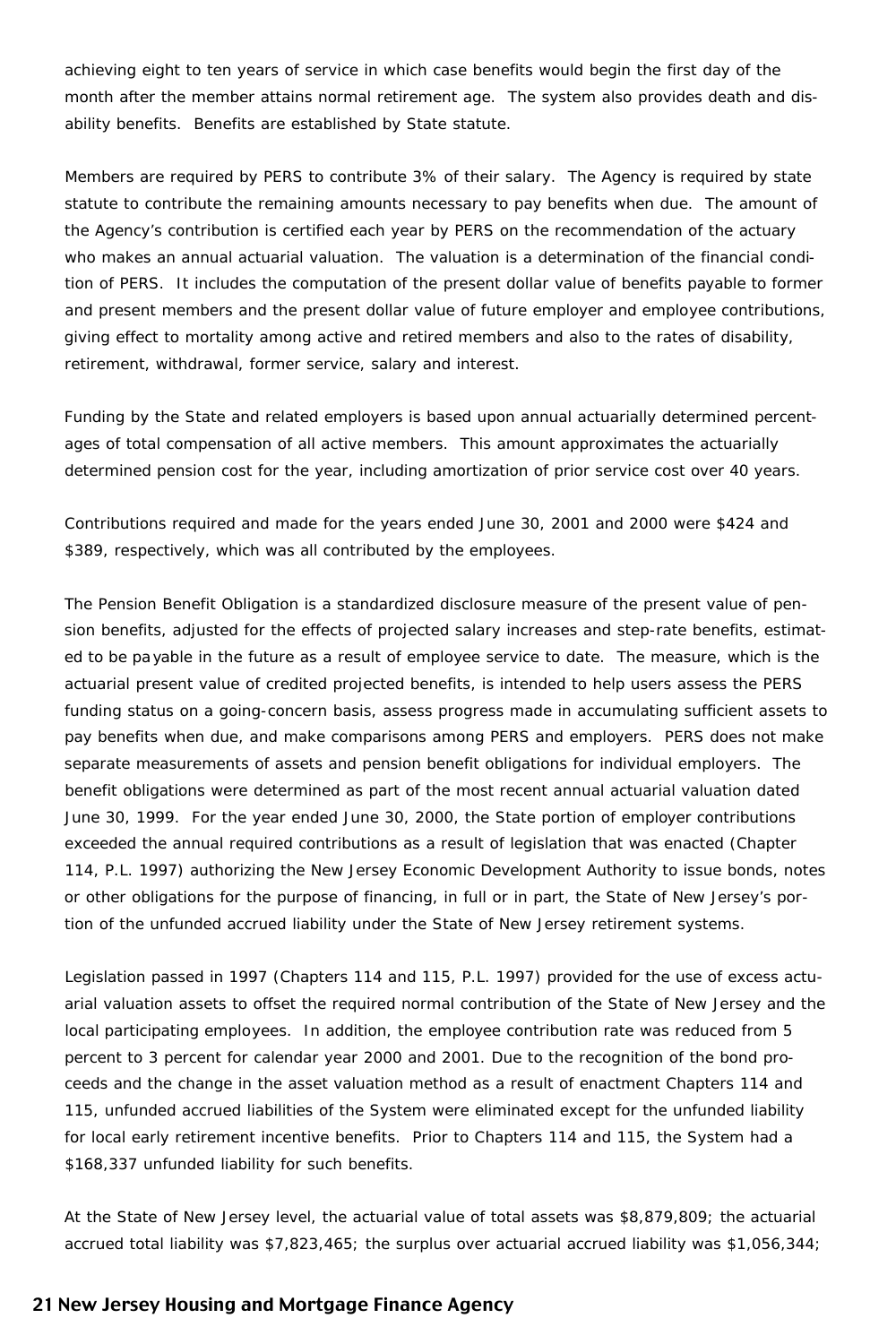achieving eight to ten years of service in which case benefits would begin the first day of the month after the member attains normal retirement age. The system also provides death and disability benefits. Benefits are established by State statute.

Members are required by PERS to contribute 3% of their salary. The Agency is required by state statute to contribute the remaining amounts necessary to pay benefits when due. The amount of the Agency's contribution is certified each year by PERS on the recommendation of the actuary who makes an annual actuarial valuation. The valuation is a determination of the financial condition of PERS. It includes the computation of the present dollar value of benefits payable to former and present members and the present dollar value of future employer and employee contributions, giving effect to mortality among active and retired members and also to the rates of disability, retirement, withdrawal, former service, salary and interest.

Funding by the State and related employers is based upon annual actuarially determined percentages of total compensation of all active members. This amount approximates the actuarially determined pension cost for the year, including amortization of prior service cost over 40 years.

Contributions required and made for the years ended June 30, 2001 and 2000 were $424 and $389, respectively, which was all contributed by the employees.

The Pension Benefit Obligation is a standardized disclosure measure of the present value of pension benefits, adjusted for the effects of projected salary increases and step-rate benefits, estimated to be payable in the future as a result of employee service to date. The measure, which is the actuarial present value of credited projected benefits, is intended to help users assess the PERS funding status on a going-concern basis, assess progress made in accumulating sufficient assets to pay benefits when due, and make comparisons among PERS and employers. PERS does not make separate measurements of assets and pension benefit obligations for individual employers. The benefit obligations were determined as part of the most recent annual actuarial valuation dated June 30, 1999. For the year ended June 30, 2000, the State portion of employer contributions exceeded the annual required contributions as a result of legislation that was enacted (Chapter 114, P.L. 1997) authorizing the New Jersey Economic Development Authority to issue bonds, notes or other obligations for the purpose of financing, in full or in part, the State of New Jersey's portion of the unfunded accrued liability under the State of New Jersey retirement systems.

Legislation passed in 1997 (Chapters 114 and 115, P.L. 1997) provided for the use of excess actuarial valuation assets to offset the required normal contribution of the State of New Jersey and the local participating employees. In addition, the employee contribution rate was reduced from 5 percent to 3 percent for calendar year 2000 and 2001. Due to the recognition of the bond proceeds and the change in the asset valuation method as a result of enactment Chapters 114 and 115, unfunded accrued liabilities of the System were eliminated except for the unfunded liability for local early retirement incentive benefits. Prior to Chapters 114 and 115, the System had a $168,337 unfunded liability for such benefits.

At the State of New Jersey level, the actuarial value of total assets was $8,879,809; the actuarial accrued total liability was $7,823,465; the surplus over actuarial accrued liability was $1,056,344;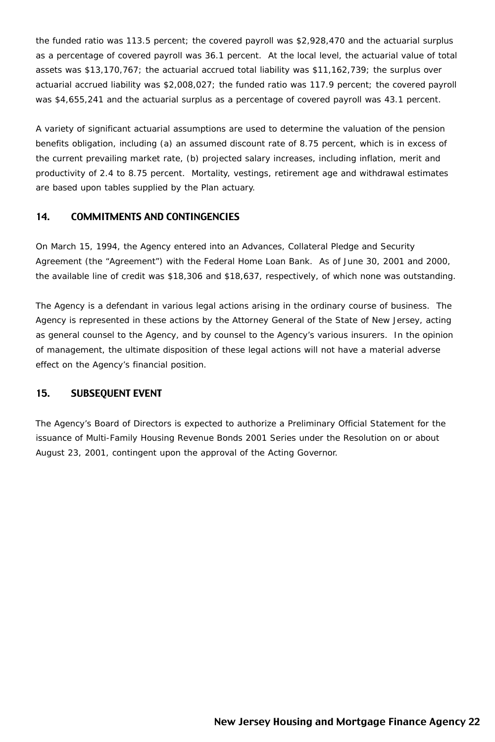the funded ratio was 113.5 percent; the covered payroll was $2,928,470 and the actuarial surplus as a percentage of covered payroll was 36.1 percent. At the local level, the actuarial value of total assets was $13,170,767; the actuarial accrued total liability was $11,162,739; the surplus over actuarial accrued liability was $2,008,027; the funded ratio was 117.9 percent; the covered payroll was $4,655,241 and the actuarial surplus as a percentage of covered payroll was 43.1 percent.

A variety of significant actuarial assumptions are used to determine the valuation of the pension benefits obligation, including (a) an assumed discount rate of 8.75 percent, which is in excess of the current prevailing market rate, (b) projected salary increases, including inflation, merit and productivity of 2.4 to 8.75 percent. Mortality, vestings, retirement age and withdrawal estimates are based upon tables supplied by the Plan actuary.

## 14. COMMITMENTS AND CONTINGENCIES

On March 15, 1994, the Agency entered into an Advances, Collateral Pledge and Security Agreement (the "Agreement") with the Federal Home Loan Bank. As of June 30, 2001 and 2000, the available line of credit was $18,306 and $18,637, respectively, of which none was outstanding.

The Agency is a defendant in various legal actions arising in the ordinary course of business. The Agency is represented in these actions by the Attorney General of the State of New Jersey, acting as general counsel to the Agency, and by counsel to the Agency's various insurers. In the opinion of management, the ultimate disposition of these legal actions will not have a material adverse effect on the Agency's financial position.

## 15. SUBSEQUENT EVENT

The Agency's Board of Directors is expected to authorize a Preliminary Official Statement for the issuance of Multi-Family Housing Revenue Bonds 2001 Series under the Resolution on or about August 23, 2001, contingent upon the approval of the Acting Governor.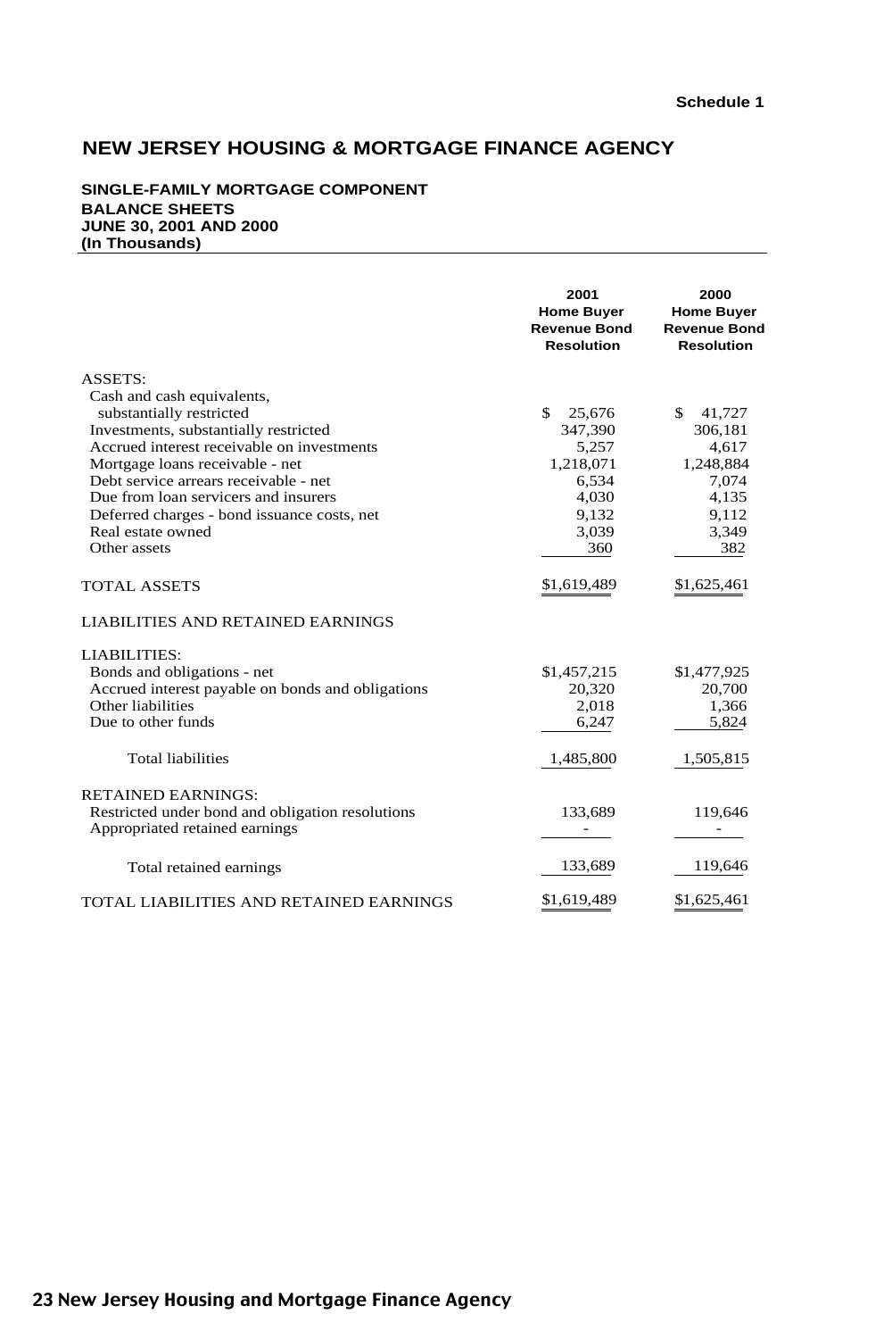Schedule 1

# NEW JERSEY HOUSING & MORTGAGE FINANCE AGENCY

**SINGLE-FAMILY MORTGAGE COMPONENT**
**BALANCE SHEETS**
**JUNE 30, 2001 AND 2000**
**(In Thousands)**

| | 2001 Home Buyer Revenue Bond Resolution | 2000 Home Buyer Revenue Bond Resolution |
|---|---|---|
| ASSETS: | | |
| Cash and cash equivalents, substantially restricted | $ 25,676 | $ 41,727 |
| Investments, substantially restricted | 347,390 | 306,181 |
| Accrued interest receivable on investments | 5,257 | 4,617 |
| Mortgage loans receivable - net | 1,218,071 | 1,248,884 |
| Debt service arrears receivable - net | 6,534 | 7,074 |
| Due from loan servicers and insurers | 4,030 | 4,135 |
| Deferred charges - bond issuance costs, net | 9,132 | 9,112 |
| Real estate owned | 3,039 | 3,349 |
| Other assets | 360 | 382 |
| TOTAL ASSETS | $1,619,489 | $1,625,461 |
| LIABILITIES AND RETAINED EARNINGS | | |
| LIABILITIES: | | |
| Bonds and obligations - net | $1,457,215 | $1,477,925 |
| Accrued interest payable on bonds and obligations | 20,320 | 20,700 |
| Other liabilities | 2,018 | 1,366 |
| Due to other funds | 6,247 | 5,824 |
| Total liabilities | 1,485,800 | 1,505,815 |
| RETAINED EARNINGS: | | |
| Restricted under bond and obligation resolutions | 133,689 | 119,646 |
| Appropriated retained earnings | - | - |
| Total retained earnings | 133,689 | 119,646 |
| TOTAL LIABILITIES AND RETAINED EARNINGS | $1,619,489 | $1,625,461 |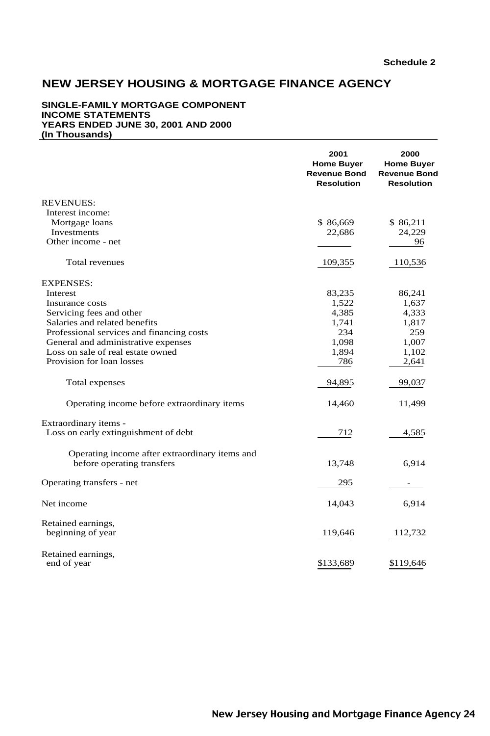**Schedule 2**

# NEW JERSEY HOUSING & MORTGAGE FINANCE AGENCY

**SINGLE-FAMILY MORTGAGE COMPONENT**
**INCOME STATEMENTS**
**YEARS ENDED JUNE 30, 2001 AND 2000**
**(In Thousands)**

| | 2001 Home Buyer Revenue Bond Resolution | 2000 Home Buyer Revenue Bond Resolution |
|---|---|---|
| REVENUES: | | |
| Interest income: | | |
| Mortgage loans | $ 86,669 | $ 86,211 |
| Investments | 22,686 | 24,229 |
| Other income - net | | 96 |
| Total revenues | 109,355 | 110,536 |
| EXPENSES: | | |
| Interest | 83,235 | 86,241 |
| Insurance costs | 1,522 | 1,637 |
| Servicing fees and other | 4,385 | 4,333 |
| Salaries and related benefits | 1,741 | 1,817 |
| Professional services and financing costs | 234 | 259 |
| General and administrative expenses | 1,098 | 1,007 |
| Loss on sale of real estate owned | 1,894 | 1,102 |
| Provision for loan losses | 786 | 2,641 |
| Total expenses | 94,895 | 99,037 |
| Operating income before extraordinary items | 14,460 | 11,499 |
| Extraordinary items - Loss on early extinguishment of debt | 712 | 4,585 |
| Operating income after extraordinary items and before operating transfers | 13,748 | 6,914 |
| Operating transfers - net | 295 | - |
| Net income | 14,043 | 6,914 |
| Retained earnings, beginning of year | 119,646 | 112,732 |
| Retained earnings, end of year | $133,689 | $119,646 |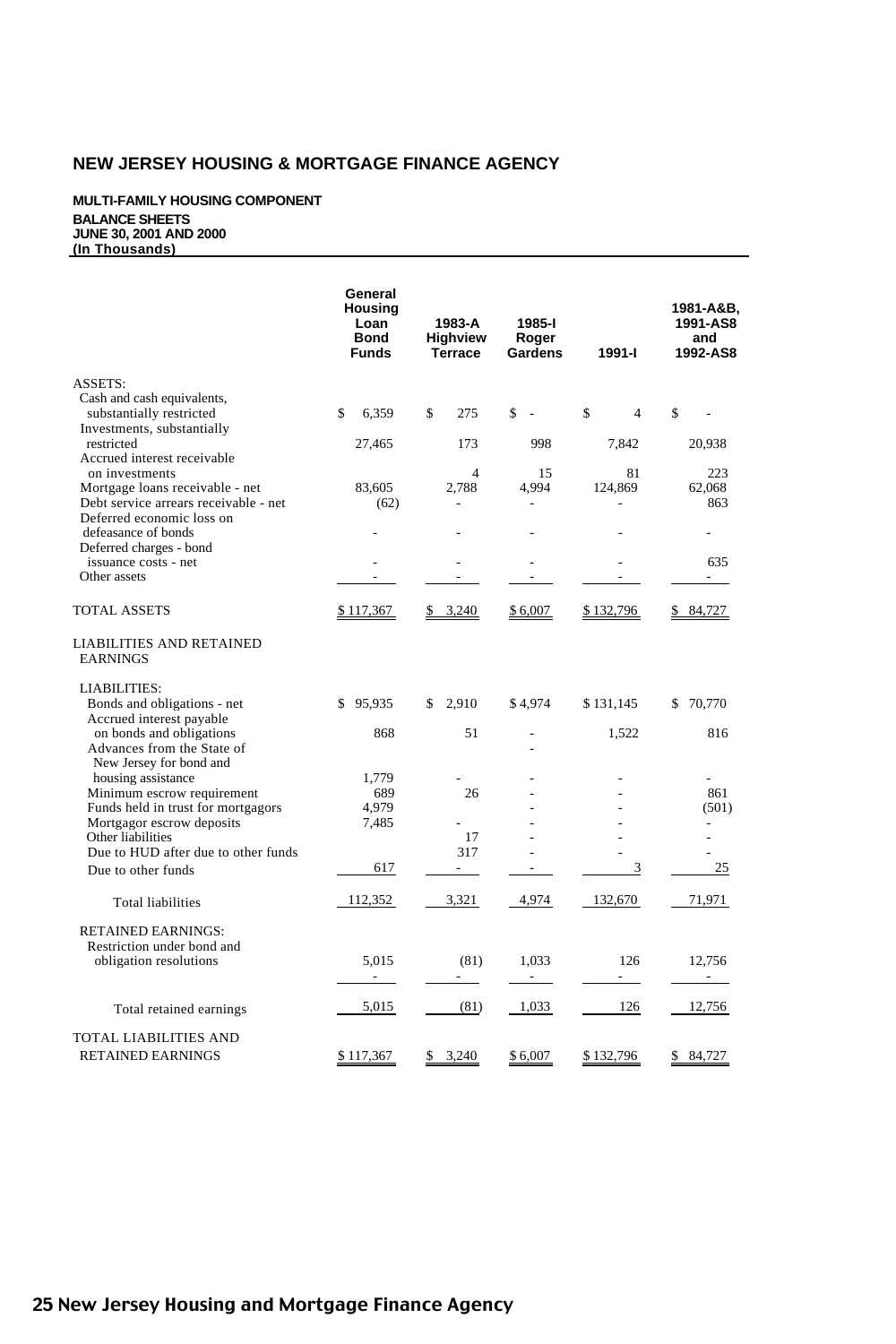# NEW JERSEY HOUSING & MORTGAGE FINANCE AGENCY

**MULTI-FAMILY HOUSING COMPONENT**
**BALANCE SHEETS**
**JUNE 30, 2001 AND 2000**
**(In Thousands)**

| | General Housing Loan Bond Funds | 1983-A Highview Terrace | 1985-I Roger Gardens | 1991-I | 1981-A&B, 1991-AS8 and 1992-AS8 |
|---|---|---|---|---|---|
| ASSETS: | | | | | |
| Cash and cash equivalents, substantially restricted | $ 6,359 | $ 275 | $ - | $ 4 | $ - |
| Investments, substantially restricted | 27,465 | 173 | 998 | 7,842 | 20,938 |
| Accrued interest receivable on investments | | 4 | 15 | 81 | 223 |
| Mortgage loans receivable - net | 83,605 | 2,788 | 4,994 | 124,869 | 62,068 |
| Debt service arrears receivable - net | (62) | - | - | - | 863 |
| Deferred economic loss on defeasance of bonds | - | - | - | - | - |
| Deferred charges - bond issuance costs - net | - | - | - | - | 635 |
| Other assets | - | - | - | - | - |
| TOTAL ASSETS | $ 117,367 | $ 3,240 | $ 6,007 | $ 132,796 | $ 84,727 |
| LIABILITIES AND RETAINED EARNINGS | | | | | |
| LIABILITIES: | | | | | |
| Bonds and obligations - net | $ 95,935 | $ 2,910 | $ 4,974 | $ 131,145 | $ 70,770 |
| Accrued interest payable on bonds and obligations | 868 | 51 | - | 1,522 | 816 |
| Advances from the State of New Jersey for bond and housing assistance | 1,779 | - | - | - | - |
| Minimum escrow requirement | 689 | 26 | - | - | 861 |
| Funds held in trust for mortgagors | 4,979 | | - | - | (501) |
| Mortgagor escrow deposits | 7,485 | - | - | - | - |
| Other liabilities | | 17 | - | - | - |
| Due to HUD after due to other funds | | 317 | - | - | - |
| Due to other funds | 617 | - | - | 3 | 25 |
| Total liabilities | 112,352 | 3,321 | 4,974 | 132,670 | 71,971 |
| RETAINED EARNINGS: | | | | | |
| Restriction under bond and obligation resolutions | 5,015 | (81) | 1,033 | 126 | 12,756 |
| | - | - | - | - | - |
| Total retained earnings | 5,015 | (81) | 1,033 | 126 | 12,756 |
| TOTAL LIABILITIES AND RETAINED EARNINGS | $ 117,367 | $ 3,240 | $ 6,007 | $ 132,796 | $ 84,727 |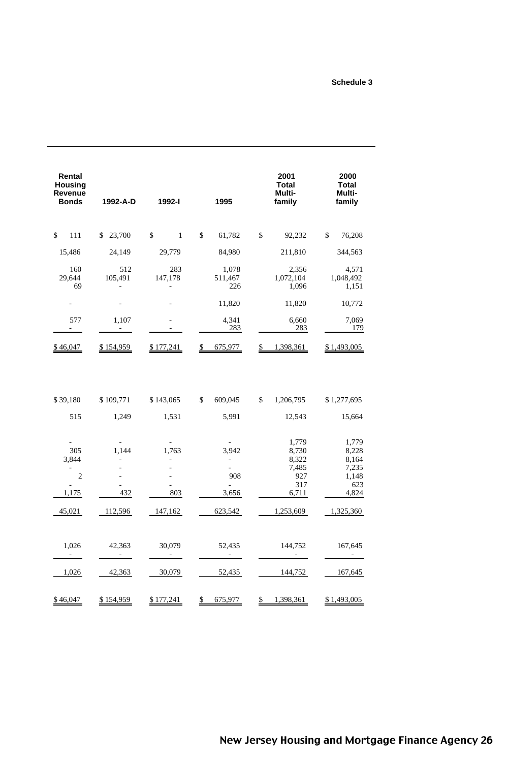**Schedule 3**

| Rental Housing Revenue Bonds | 1992-A-D | 1992-I | 1995 | 2001 Total Multi-family | 2000 Total Multi-family |
|---|---|---|---|---|---|
| $ 111 | $ 23,700 | $ 1 | $ 61,782 | $ 92,232 | $ 76,208 |
| 15,486 | 24,149 | 29,779 | 84,980 | 211,810 | 344,563 |
| 160 | 512 | 283 | 1,078 | 2,356 | 4,571 |
| 29,644 | 105,491 | 147,178 | 511,467 | 1,072,104 | 1,048,492 |
| 69 | - | - | 226 | 1,096 | 1,151 |
| - | - | - | 11,820 | 11,820 | 10,772 |
| 577 | 1,107 | - | 4,341 | 6,660 | 7,069 |
| - | - | - | 283 | 283 | 179 |
| $ 46,047 | $ 154,959 | $ 177,241 | $ 675,977 | $ 1,398,361 | $ 1,493,005 |
| | | | | | |
| $ 39,180 | $ 109,771 | $ 143,065 | $ 609,045 | $ 1,206,795 | $ 1,277,695 |
| 515 | 1,249 | 1,531 | 5,991 | 12,543 | 15,664 |
| - | - | - | - | 1,779 | 1,779 |
| 305 | 1,144 | 1,763 | 3,942 | 8,730 | 8,228 |
| 3,844 | - | - | - | 8,322 | 8,164 |
| - | - | - | - | 7,485 | 7,235 |
| 2 | - | - | 908 | 927 | 1,148 |
| - | - | - | - | 317 | 623 |
| 1,175 | 432 | 803 | 3,656 | 6,711 | 4,824 |
| 45,021 | 112,596 | 147,162 | 623,542 | 1,253,609 | 1,325,360 |
| | | | | | |
| 1,026 | 42,363 | 30,079 | 52,435 | 144,752 | 167,645 |
| - | - | - | - | - | - |
| 1,026 | 42,363 | 30,079 | 52,435 | 144,752 | 167,645 |
| | | | | | |
| $ 46,047 | $ 154,959 | $ 177,241 | $ 675,977 | $ 1,398,361 | $ 1,493,005 |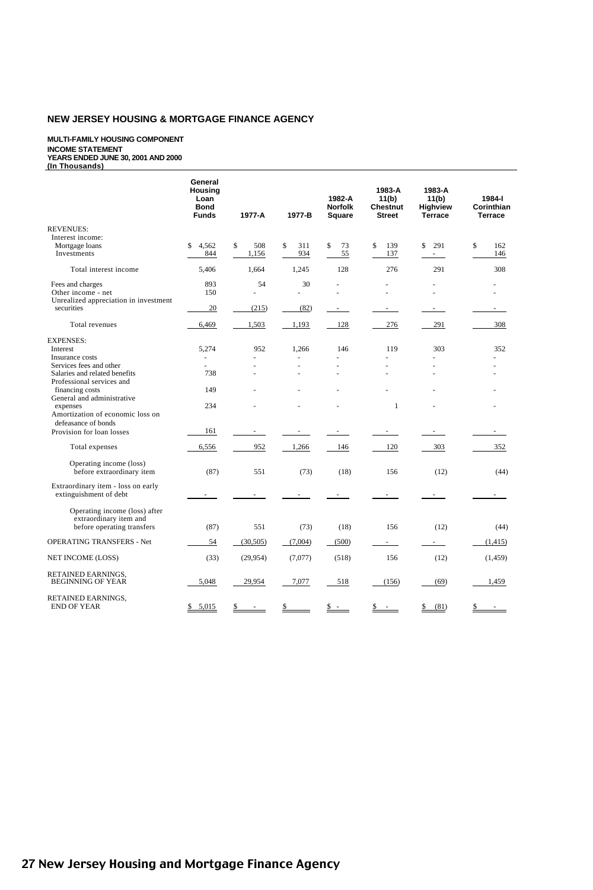## NEW JERSEY HOUSING & MORTGAGE FINANCE AGENCY

**MULTI-FAMILY HOUSING COMPONENT**
**INCOME STATEMENT**
**YEARS ENDED JUNE 30, 2001 AND 2000**
**(In Thousands)**

| | General Housing Loan Bond Funds | 1977-A | 1977-B | 1982-A Norfolk Square | 1983-A 11(b) Chestnut Street | 1983-A 11(b) Highview Terrace | 1984-I Corinthian Terrace |
|---|---|---|---|---|---|---|---|
| REVENUES: | | | | | | | |
| Interest income: | | | | | | | |
| Mortgage loans | $ 4,562 | $ 508 | $ 311 | $ 73 | $ 139 | $ 291 | $ 162 |
| Investments | 844 | 1,156 | 934 | 55 | 137 | - | 146 |
| Total interest income | 5,406 | 1,664 | 1,245 | 128 | 276 | 291 | 308 |
| Fees and charges | 893 | 54 | 30 | - | - | - | - |
| Other income - net | 150 | - | - | - | - | - | - |
| Unrealized appreciation in investment securities | 20 | (215) | (82) | - | - | - | - |
| Total revenues | 6,469 | 1,503 | 1,193 | 128 | 276 | 291 | 308 |
| EXPENSES: | | | | | | | |
| Interest | 5,274 | 952 | 1,266 | 146 | 119 | 303 | 352 |
| Insurance costs | - | - | - | - | - | - | - |
| Services fees and other | - | - | - | - | - | - | - |
| Salaries and related benefits | 738 | - | - | - | - | - | - |
| Professional services and financing costs | 149 | - | - | - | - | - | - |
| General and administrative expenses | 234 | - | - | - | 1 | - | - |
| Amortization of economic loss on defeasance of bonds | | | | | | | |
| Provision for loan losses | 161 | - | - | - | - | - | - |
| Total expenses | 6,556 | 952 | 1,266 | 146 | 120 | 303 | 352 |
| Operating income (loss) before extraordinary item | (87) | 551 | (73) | (18) | 156 | (12) | (44) |
| Extraordinary item - loss on early extinguishment of debt | - | - | - | - | - | - | - |
| Operating income (loss) after extraordinary item and before operating transfers | (87) | 551 | (73) | (18) | 156 | (12) | (44) |
| OPERATING TRANSFERS - Net | 54 | (30,505) | (7,004) | (500) | - | - | (1,415) |
| NET INCOME (LOSS) | (33) | (29,954) | (7,077) | (518) | 156 | (12) | (1,459) |
| RETAINED EARNINGS, BEGINNING OF YEAR | 5,048 | 29,954 | 7,077 | 518 | (156) | (69) | 1,459 |
| RETAINED EARNINGS, END OF YEAR | $ 5,015 | $ - | $ | $ - | $ - | $ (81) | $ - |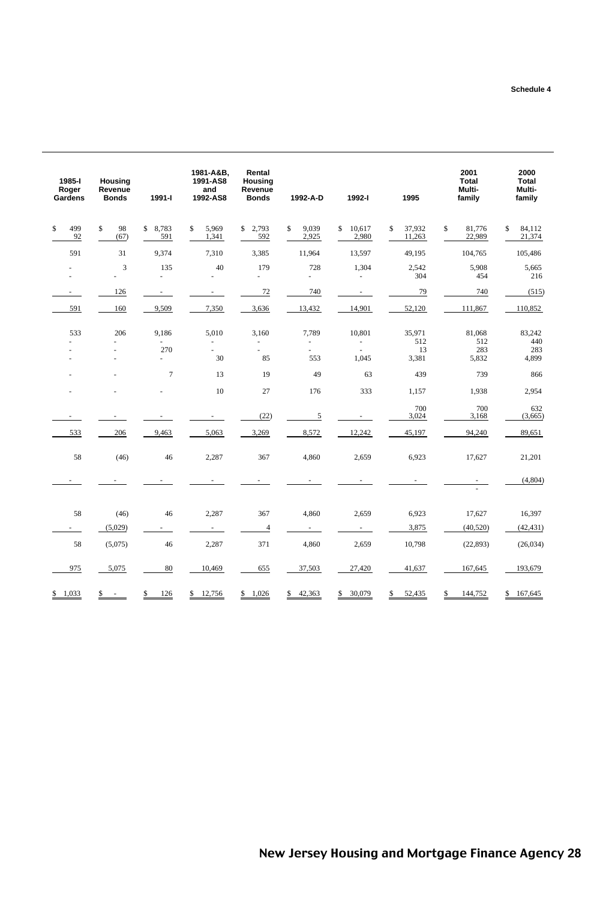**Schedule 4**

| 1985-I Roger Gardens | Housing Revenue Bonds | 1991-I | 1981-A&B, 1991-AS8 and 1992-AS8 | Rental Housing Revenue Bonds | 1992-A-D | 1992-I | 1995 | 2001 Total Multi-family | 2000 Total Multi-family |
|---|---|---|---|---|---|---|---|---|---|
| $ 499 | $ 98 | $ 8,783 | $ 5,969 | $ 2,793 | $ 9,039 | $ 10,617 | $ 37,932 | $ 81,776 | $ 84,112 |
| 92 | (67) | 591 | 1,341 | 592 | 2,925 | 2,980 | 11,263 | 22,989 | 21,374 |
| 591 | 31 | 9,374 | 7,310 | 3,385 | 11,964 | 13,597 | 49,195 | 104,765 | 105,486 |
| - | 3 | 135 | 40 | 179 | 728 | 1,304 | 2,542 | 5,908 | 5,665 |
| - | - | - | - | - | - | - | 304 | 454 | 216 |
| - | 126 | - | - | 72 | 740 | - | 79 | 740 | (515) |
| 591 | 160 | 9,509 | 7,350 | 3,636 | 13,432 | 14,901 | 52,120 | 111,867 | 110,852 |
| 533 | 206 | 9,186 | 5,010 | 3,160 | 7,789 | 10,801 | 35,971 | 81,068 | 83,242 |
| - | - | - | - | - | - | - | 512 | 512 | 440 |
| - | - | 270 | - | - | - | - | 13 | 283 | 283 |
| - | - | - | 30 | 85 | 553 | 1,045 | 3,381 | 5,832 | 4,899 |
| - | - | 7 | 13 | 19 | 49 | 63 | 439 | 739 | 866 |
| - | - | - | 10 | 27 | 176 | 333 | 1,157 | 1,938 | 2,954 |
| | | | | | | | 700 | 700 | 632 |
| - | - | - | - | (22) | 5 | - | 3,024 | 3,168 | (3,665) |
| 533 | 206 | 9,463 | 5,063 | 3,269 | 8,572 | 12,242 | 45,197 | 94,240 | 89,651 |
| 58 | (46) | 46 | 2,287 | 367 | 4,860 | 2,659 | 6,923 | 17,627 | 21,201 |
| - | - | - | - | - | - | - | - | - | (4,804) |
| 58 | (46) | 46 | 2,287 | 367 | 4,860 | 2,659 | 6,923 | 17,627 | 16,397 |
| - | (5,029) | - | - | 4 | - | - | 3,875 | (40,520) | (42,431) |
| 58 | (5,075) | 46 | 2,287 | 371 | 4,860 | 2,659 | 10,798 | (22,893) | (26,034) |
| 975 | 5,075 | 80 | 10,469 | 655 | 37,503 | 27,420 | 41,637 | 167,645 | 193,679 |
| $ 1,033 | $ - | $ 126 | $ 12,756 | $ 1,026 | $ 42,363 | $ 30,079 | $ 52,435 | $ 144,752 | $ 167,645 |